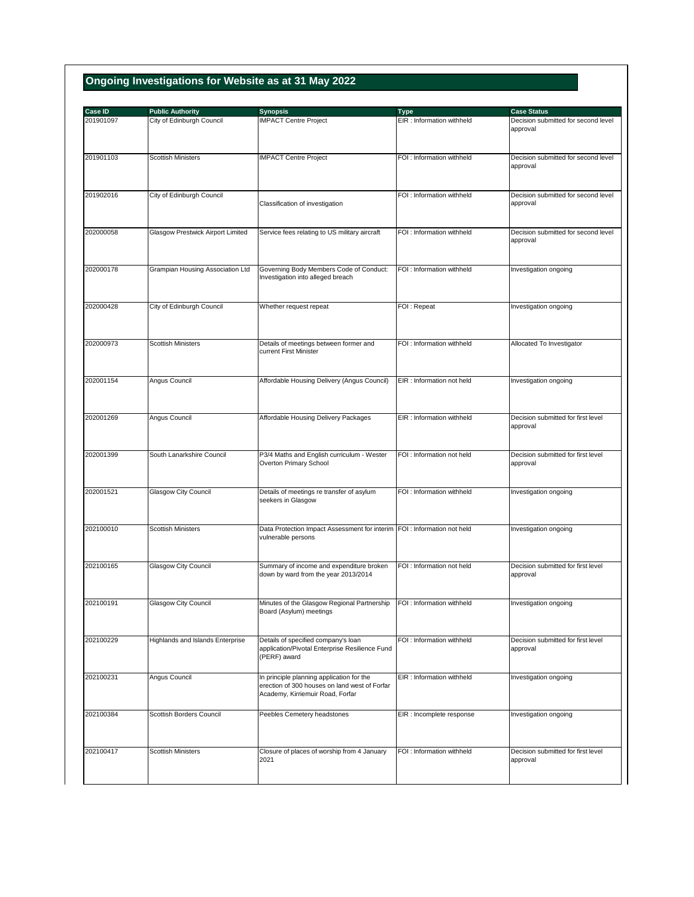# Ongoing Investigations for Website as at 31 May 2022

| Case ID | Public Authority | Synopsis | Type | Case Status |
| --- | --- | --- | --- | --- |
| 201901097 | City of Edinburgh Council | IMPACT Centre Project | EIR : Information withheld | Decision submitted for second level approval |
| 201901103 | Scottish Ministers | IMPACT Centre Project | FOI : Information withheld | Decision submitted for second level approval |
| 201902016 | City of Edinburgh Council | Classification of investigation | FOI : Information withheld | Decision submitted for second level approval |
| 202000058 | Glasgow Prestwick Airport Limited | Service fees relating to US military aircraft | FOI : Information withheld | Decision submitted for second level approval |
| 202000178 | Grampian Housing Association Ltd | Governing Body Members Code of Conduct: Investigation into alleged breach | FOI : Information withheld | Investigation ongoing |
| 202000428 | City of Edinburgh Council | Whether request repeat | FOI : Repeat | Investigation ongoing |
| 202000973 | Scottish Ministers | Details of meetings between former and current First Minister | FOI : Information withheld | Allocated To Investigator |
| 202001154 | Angus Council | Affordable Housing Delivery (Angus Council) | EIR : Information not held | Investigation ongoing |
| 202001269 | Angus Council | Affordable Housing Delivery Packages | EIR : Information withheld | Decision submitted for first level approval |
| 202001399 | South Lanarkshire Council | P3/4 Maths and English curriculum - Wester Overton Primary School | FOI : Information not held | Decision submitted for first level approval |
| 202001521 | Glasgow City Council | Details of meetings re transfer of asylum seekers in Glasgow | FOI : Information withheld | Investigation ongoing |
| 202100010 | Scottish Ministers | Data Protection Impact Assessment for interim vulnerable persons | FOI : Information not held | Investigation ongoing |
| 202100165 | Glasgow City Council | Summary of income and expenditure broken down by ward from the year 2013/2014 | FOI : Information not held | Decision submitted for first level approval |
| 202100191 | Glasgow City Council | Minutes of the Glasgow Regional Partnership Board (Asylum) meetings | FOI : Information withheld | Investigation ongoing |
| 202100229 | Highlands and Islands Enterprise | Details of specified company's loan application/Pivotal Enterprise Resilience Fund (PERF) award | FOI : Information withheld | Decision submitted for first level approval |
| 202100231 | Angus Council | In principle planning application for the erection of 300 houses on land west of Forfar Academy, Kirriemuir Road, Forfar | EIR : Information withheld | Investigation ongoing |
| 202100384 | Scottish Borders Council | Peebles Cemetery headstones | EIR : Incomplete response | Investigation ongoing |
| 202100417 | Scottish Ministers | Closure of places of worship from 4 January 2021 | FOI : Information withheld | Decision submitted for first level approval |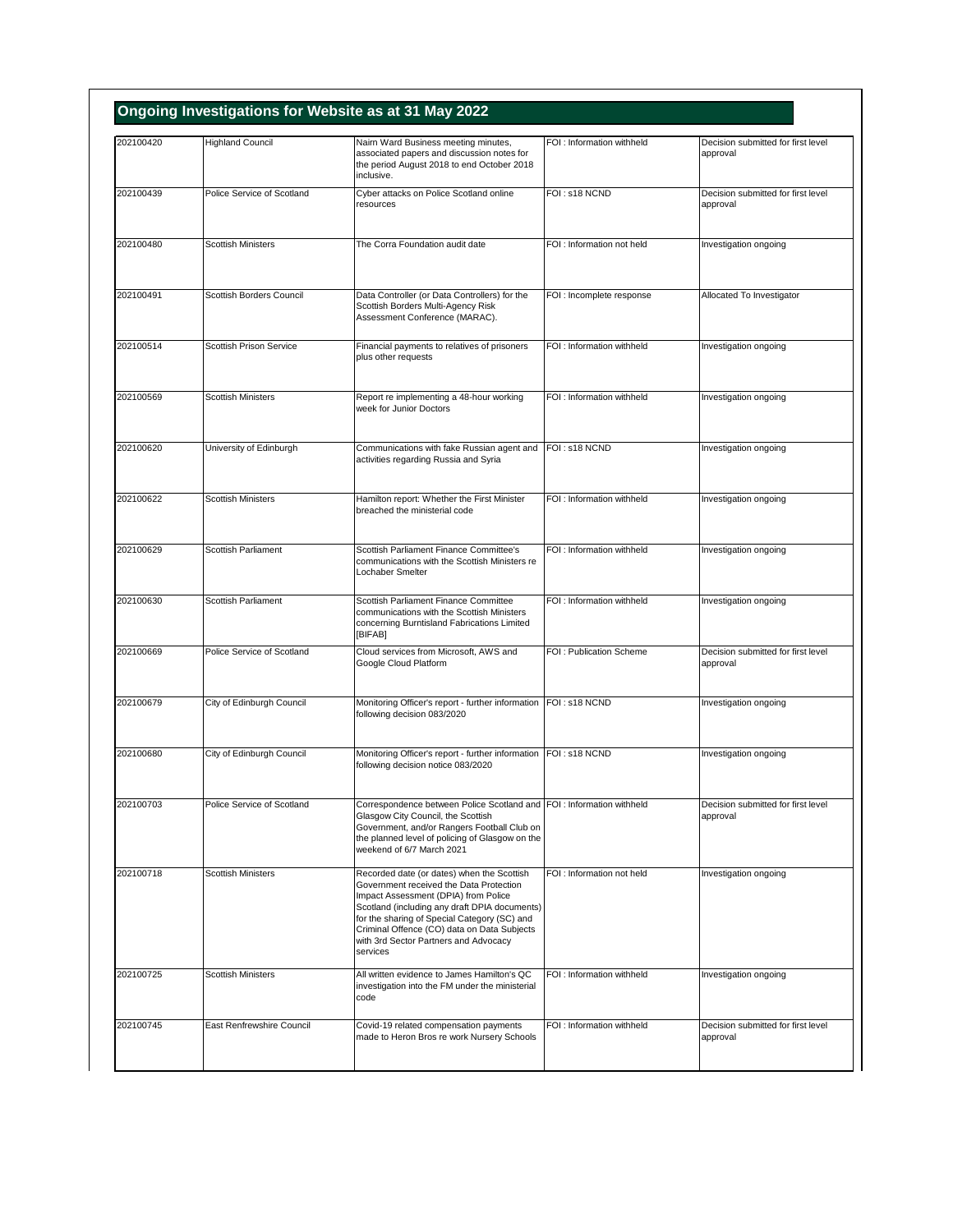## Ongoing Investigations for Website as at 31 May 2022

| | | | | |
|---|---|---|---|---|
| 202100420 | Highland Council | Nairn Ward Business meeting minutes, associated papers and discussion notes for the period August 2018 to end October 2018 inclusive. | FOI : Information withheld | Decision submitted for first level approval |
| 202100439 | Police Service of Scotland | Cyber attacks on Police Scotland online resources | FOI : s18 NCND | Decision submitted for first level approval |
| 202100480 | Scottish Ministers | The Corra Foundation audit date | FOI : Information not held | Investigation ongoing |
| 202100491 | Scottish Borders Council | Data Controller (or Data Controllers) for the Scottish Borders Multi-Agency Risk Assessment Conference (MARAC). | FOI : Incomplete response | Allocated To Investigator |
| 202100514 | Scottish Prison Service | Financial payments to relatives of prisoners plus other requests | FOI : Information withheld | Investigation ongoing |
| 202100569 | Scottish Ministers | Report re implementing a 48-hour working week for Junior Doctors | FOI : Information withheld | Investigation ongoing |
| 202100620 | University of Edinburgh | Communications with fake Russian agent and activities regarding Russia and Syria | FOI : s18 NCND | Investigation ongoing |
| 202100622 | Scottish Ministers | Hamilton report: Whether the First Minister breached the ministerial code | FOI : Information withheld | Investigation ongoing |
| 202100629 | Scottish Parliament | Scottish Parliament Finance Committee's communications with the Scottish Ministers re Lochaber Smelter | FOI : Information withheld | Investigation ongoing |
| 202100630 | Scottish Parliament | Scottish Parliament Finance Committee communications with the Scottish Ministers concerning Burntisland Fabrications Limited [BIFAB] | FOI : Information withheld | Investigation ongoing |
| 202100669 | Police Service of Scotland | Cloud services from Microsoft, AWS and Google Cloud Platform | FOI : Publication Scheme | Decision submitted for first level approval |
| 202100679 | City of Edinburgh Council | Monitoring Officer's report - further information following decision 083/2020 | FOI : s18 NCND | Investigation ongoing |
| 202100680 | City of Edinburgh Council | Monitoring Officer's report - further information following decision notice 083/2020 | FOI : s18 NCND | Investigation ongoing |
| 202100703 | Police Service of Scotland | Correspondence between Police Scotland and Glasgow City Council, the Scottish Government, and/or Rangers Football Club on the planned level of policing of Glasgow on the weekend of 6/7 March 2021 | FOI : Information withheld | Decision submitted for first level approval |
| 202100718 | Scottish Ministers | Recorded date (or dates) when the Scottish Government received the Data Protection Impact Assessment (DPIA) from Police Scotland (including any draft DPIA documents) for the sharing of Special Category (SC) and Criminal Offence (CO) data on Data Subjects with 3rd Sector Partners and Advocacy services | FOI : Information not held | Investigation ongoing |
| 202100725 | Scottish Ministers | All written evidence to James Hamilton's QC investigation into the FM under the ministerial code | FOI : Information withheld | Investigation ongoing |
| 202100745 | East Renfrewshire Council | Covid-19 related compensation payments made to Heron Bros re work Nursery Schools | FOI : Information withheld | Decision submitted for first level approval |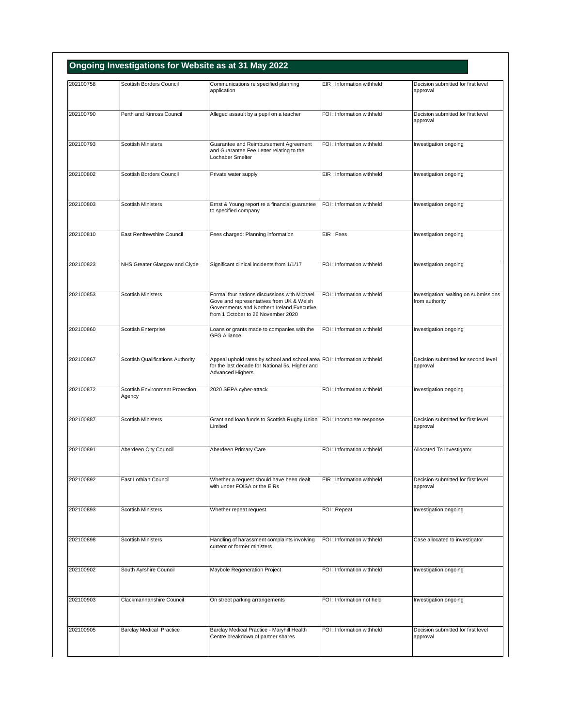## Ongoing Investigations for Website as at 31 May 2022

| | | | | |
|---|---|---|---|---|
| 202100758 | Scottish Borders Council | Communications re specified planning application | EIR : Information withheld | Decision submitted for first level approval |
| 202100790 | Perth and Kinross Council | Alleged assault by a pupil on a teacher | FOI : Information withheld | Decision submitted for first level approval |
| 202100793 | Scottish Ministers | Guarantee and Reimbursement Agreement and Guarantee Fee Letter relating to the Lochaber Smelter | FOI : Information withheld | Investigation ongoing |
| 202100802 | Scottish Borders Council | Private water supply | EIR : Information withheld | Investigation ongoing |
| 202100803 | Scottish Ministers | Ernst & Young report re a financial guarantee to specified company | FOI : Information withheld | Investigation ongoing |
| 202100810 | East Renfrewshire Council | Fees charged: Planning information | EIR : Fees | Investigation ongoing |
| 202100823 | NHS Greater Glasgow and Clyde | Significant clinical incidents from 1/1/17 | FOI : Information withheld | Investigation ongoing |
| 202100853 | Scottish Ministers | Formal four nations discussions with Michael Gove and representatives from UK & Welsh Governments and Northern Ireland Executive from 1 October to 26 November 2020 | FOI : Information withheld | Investigation: waiting on submissions from authority |
| 202100860 | Scottish Enterprise | Loans or grants made to companies with the GFG Alliance | FOI : Information withheld | Investigation ongoing |
| 202100867 | Scottish Qualifications Authority | Appeal uphold rates by school and school area for the last decade for National 5s, Higher and Advanced Highers | FOI : Information withheld | Decision submitted for second level approval |
| 202100872 | Scottish Environment Protection Agency | 2020 SEPA cyber-attack | FOI : Information withheld | Investigation ongoing |
| 202100887 | Scottish Ministers | Grant and loan funds to Scottish Rugby Union Limited | FOI : Incomplete response | Decision submitted for first level approval |
| 202100891 | Aberdeen City Council | Aberdeen Primary Care | FOI : Information withheld | Allocated To Investigator |
| 202100892 | East Lothian Council | Whether a request should have been dealt with under FOISA or the EIRs | EIR : Information withheld | Decision submitted for first level approval |
| 202100893 | Scottish Ministers | Whether repeat request | FOI : Repeat | Investigation ongoing |
| 202100898 | Scottish Ministers | Handling of harassment complaints involving current or former ministers | FOI : Information withheld | Case allocated to investigator |
| 202100902 | South Ayrshire Council | Maybole Regeneration Project | FOI : Information withheld | Investigation ongoing |
| 202100903 | Clackmannanshire Council | On street parking arrangements | FOI : Information not held | Investigation ongoing |
| 202100905 | Barclay Medical Practice | Barclay Medical Practice - Maryhill Health Centre breakdown of partner shares | FOI : Information withheld | Decision submitted for first level approval |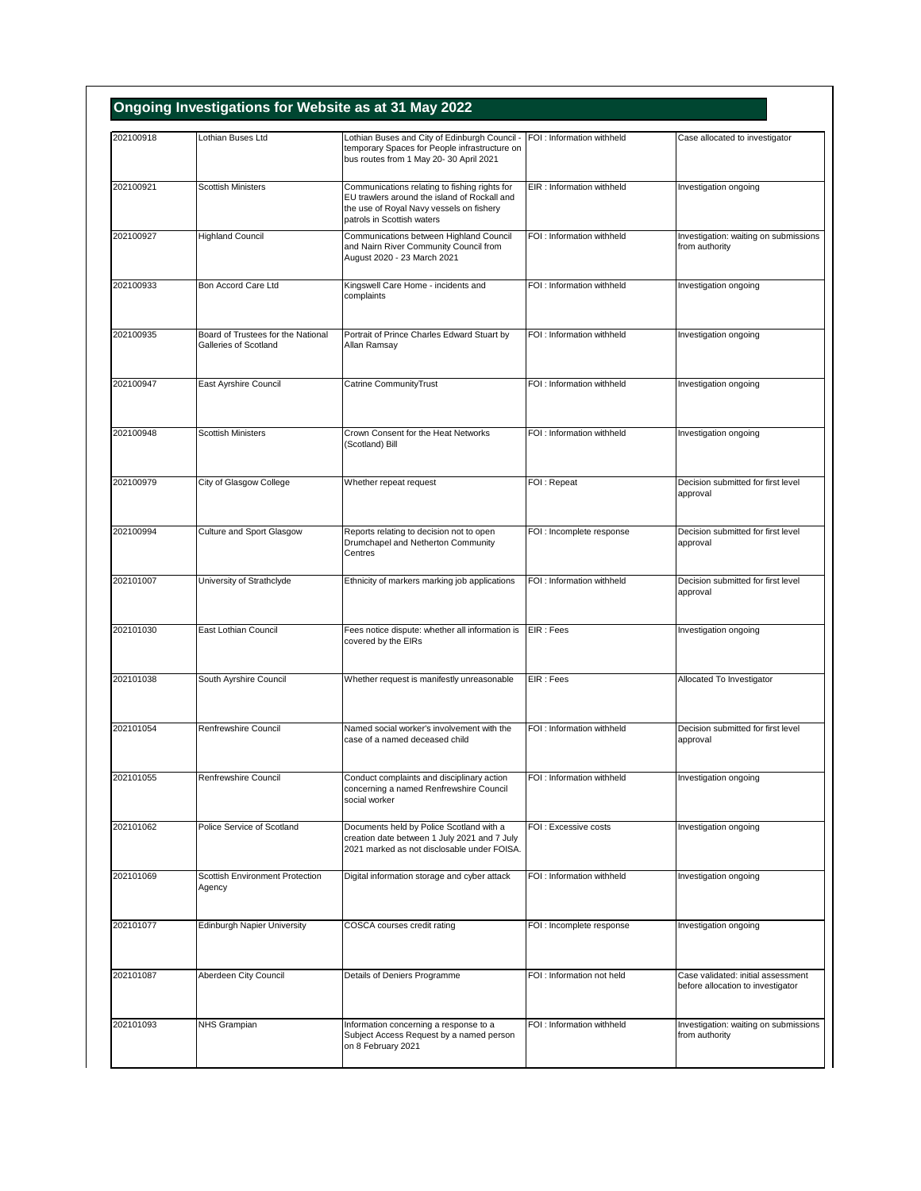## Ongoing Investigations for Website as at 31 May 2022

| | | | | |
|---|---|---|---|---|
| 202100918 | Lothian Buses Ltd | Lothian Buses and City of Edinburgh Council - temporary Spaces for People infrastructure on bus routes from 1 May 20- 30 April 2021 | FOI : Information withheld | Case allocated to investigator |
| 202100921 | Scottish Ministers | Communications relating to fishing rights for EU trawlers around the island of Rockall and the use of Royal Navy vessels on fishery patrols in Scottish waters | EIR : Information withheld | Investigation ongoing |
| 202100927 | Highland Council | Communications between Highland Council and Nairn River Community Council from August 2020 - 23 March 2021 | FOI : Information withheld | Investigation: waiting on submissions from authority |
| 202100933 | Bon Accord Care Ltd | Kingswell Care Home - incidents and complaints | FOI : Information withheld | Investigation ongoing |
| 202100935 | Board of Trustees for the National Galleries of Scotland | Portrait of Prince Charles Edward Stuart by Allan Ramsay | FOI : Information withheld | Investigation ongoing |
| 202100947 | East Ayrshire Council | Catrine CommunityTrust | FOI : Information withheld | Investigation ongoing |
| 202100948 | Scottish Ministers | Crown Consent for the Heat Networks (Scotland) Bill | FOI : Information withheld | Investigation ongoing |
| 202100979 | City of Glasgow College | Whether repeat request | FOI : Repeat | Decision submitted for first level approval |
| 202100994 | Culture and Sport Glasgow | Reports relating to decision not to open Drumchapel and Netherton Community Centres | FOI : Incomplete response | Decision submitted for first level approval |
| 202101007 | University of Strathclyde | Ethnicity of markers marking job applications | FOI : Information withheld | Decision submitted for first level approval |
| 202101030 | East Lothian Council | Fees notice dispute: whether all information is covered by the EIRs | EIR : Fees | Investigation ongoing |
| 202101038 | South Ayrshire Council | Whether request is manifestly unreasonable | EIR : Fees | Allocated To Investigator |
| 202101054 | Renfrewshire Council | Named social worker's involvement with the case of a named deceased child | FOI : Information withheld | Decision submitted for first level approval |
| 202101055 | Renfrewshire Council | Conduct complaints and disciplinary action concerning a named Renfrewshire Council social worker | FOI : Information withheld | Investigation ongoing |
| 202101062 | Police Service of Scotland | Documents held by Police Scotland with a creation date between 1 July 2021 and 7 July 2021 marked as not disclosable under FOISA. | FOI : Excessive costs | Investigation ongoing |
| 202101069 | Scottish Environment Protection Agency | Digital information storage and cyber attack | FOI : Information withheld | Investigation ongoing |
| 202101077 | Edinburgh Napier University | COSCA courses credit rating | FOI : Incomplete response | Investigation ongoing |
| 202101087 | Aberdeen City Council | Details of Deniers Programme | FOI : Information not held | Case validated: initial assessment before allocation to investigator |
| 202101093 | NHS Grampian | Information concerning a response to a Subject Access Request by a named person on 8 February 2021 | FOI : Information withheld | Investigation: waiting on submissions from authority |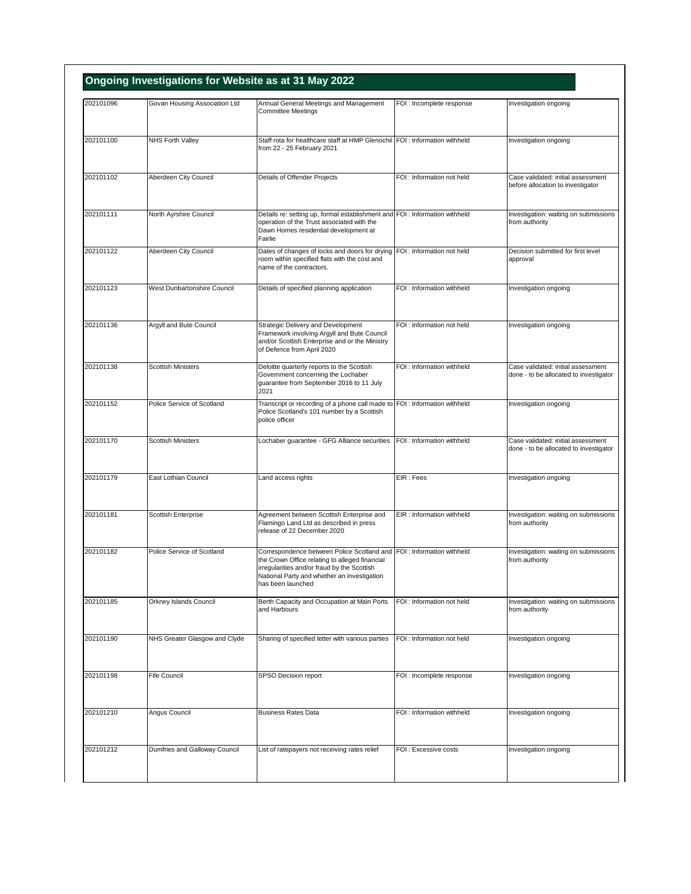## Ongoing Investigations for Website as at 31 May 2022

| | | | | |
|---|---|---|---|---|
| 202101096 | Govan Housing Association Ltd | Annual General Meetings and Management Committee Meetings | FOI : Incomplete response | Investigation ongoing |
| 202101100 | NHS Forth Valley | Staff rota for healthcare staff at HMP Glenochil from 22 - 25 February 2021 | FOI : Information withheld | Investigation ongoing |
| 202101102 | Aberdeen City Council | Details of Offender Projects | FOI : Information not held | Case validated: initial assessment before allocation to investigator |
| 202101111 | North Ayrshire Council | Details re: setting up, formal establishment and operation of the Trust associated with the Dawn Homes residential development at Fairlie | FOI : Information withheld | Investigation: waiting on submissions from authority |
| 202101122 | Aberdeen City Council | Dates of changes of locks and doors for drying room within specified flats with the cost and name of the contractors. | FOI : Information not held | Decision submitted for first level approval |
| 202101123 | West Dunbartonshire Council | Details of specified planning application | FOI : Information withheld | Investigation ongoing |
| 202101136 | Argyll and Bute Council | Strategic Delivery and Development Framework involving Argyll and Bute Council and/or Scottish Enterprise and or the Ministry of Defence from April 2020 | FOI : Information not held | Investigation ongoing |
| 202101138 | Scottish Ministers | Deloitte quarterly reports to the Scottish Government concerning the Lochaber guarantee from September 2016 to 11 July 2021 | FOI : Information withheld | Case validated: initial assessment done - to be allocated to investigator |
| 202101152 | Police Service of Scotland | Transcript or recording of a phone call made to Police Scotland's 101 number by a Scottish police officer | FOI : Information withheld | Investigation ongoing |
| 202101170 | Scottish Ministers | Lochaber guarantee - GFG Alliance securities | FOI : Information withheld | Case validated: initial assessment done - to be allocated to investigator |
| 202101179 | East Lothian Council | Land access rights | EIR : Fees | Investigation ongoing |
| 202101181 | Scottish Enterprise | Agreement between Scottish Enterprise and Flamingo Land Ltd as described in press release of 22 December 2020 | EIR : Information withheld | Investigation: waiting on submissions from authority |
| 202101182 | Police Service of Scotland | Correspondence between Police Scotland and the Crown Office relating to alleged financial irregularities and/or fraud by the Scottish National Party and whether an investigation has been launched | FOI : Information withheld | Investigation: waiting on submissions from authority |
| 202101185 | Orkney Islands Council | Berth Capacity and Occupation at Main Ports and Harbours | FOI : Information not held | Investigation: waiting on submissions from authority |
| 202101190 | NHS Greater Glasgow and Clyde | Sharing of specified letter with various parties | FOI : Information not held | Investigation ongoing |
| 202101198 | Fife Council | SPSO Decision report | FOI : Incomplete response | Investigation ongoing |
| 202101210 | Angus Council | Business Rates Data | FOI : Information withheld | Investigation ongoing |
| 202101212 | Dumfries and Galloway Council | List of ratepayers not receiving rates relief | FOI : Excessive costs | Investigation ongoing |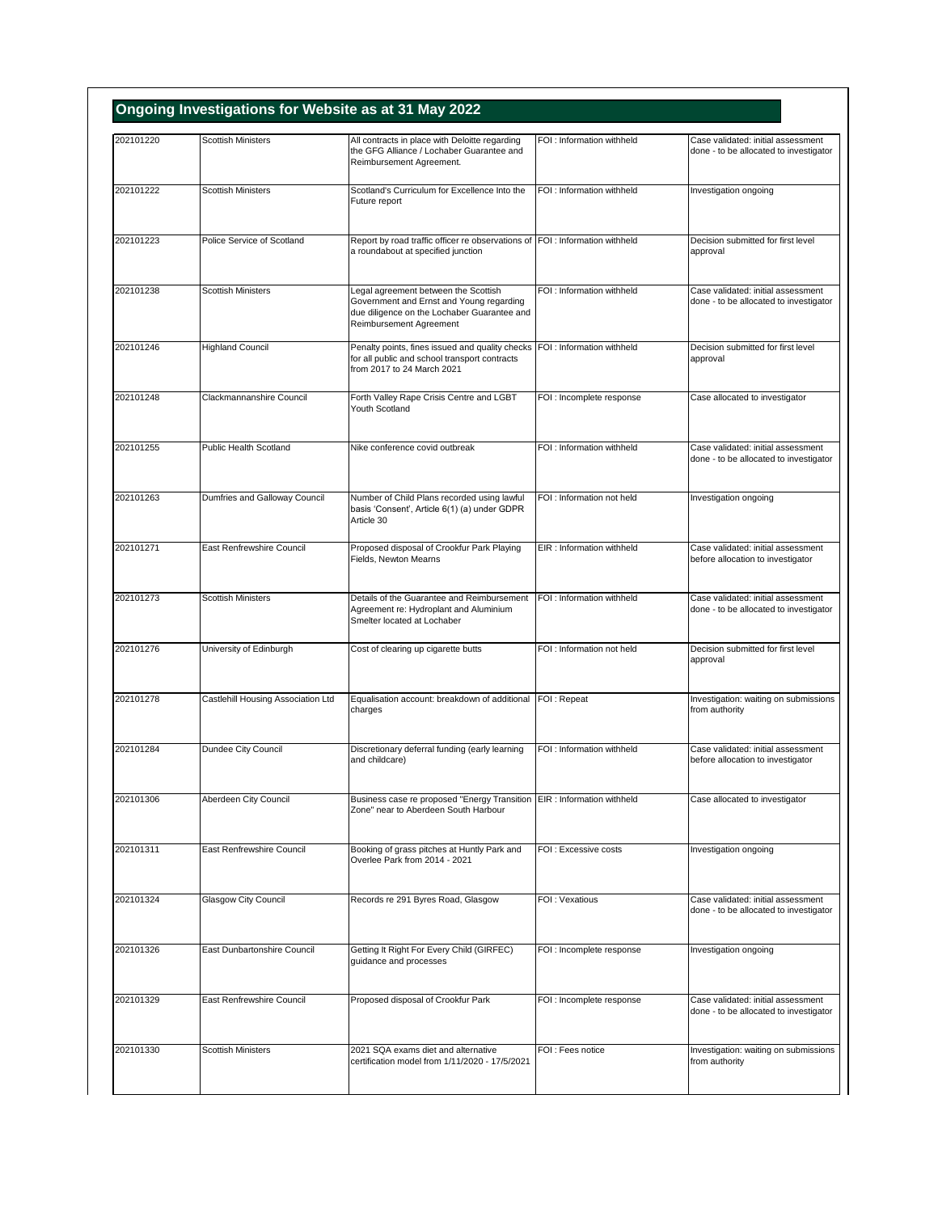## Ongoing Investigations for Website as at 31 May 2022

| | | | | |
|---|---|---|---|---|
| 202101220 | Scottish Ministers | All contracts in place with Deloitte regarding the GFG Alliance / Lochaber Guarantee and Reimbursement Agreement. | FOI : Information withheld | Case validated: initial assessment done - to be allocated to investigator |
| 202101222 | Scottish Ministers | Scotland's Curriculum for Excellence Into the Future report | FOI : Information withheld | Investigation ongoing |
| 202101223 | Police Service of Scotland | Report by road traffic officer re observations of a roundabout at specified junction | FOI : Information withheld | Decision submitted for first level approval |
| 202101238 | Scottish Ministers | Legal agreement between the Scottish Government and Ernst and Young regarding due diligence on the Lochaber Guarantee and Reimbursement Agreement | FOI : Information withheld | Case validated: initial assessment done - to be allocated to investigator |
| 202101246 | Highland Council | Penalty points, fines issued and quality checks for all public and school transport contracts from 2017 to 24 March 2021 | FOI : Information withheld | Decision submitted for first level approval |
| 202101248 | Clackmannanshire Council | Forth Valley Rape Crisis Centre and LGBT Youth Scotland | FOI : Incomplete response | Case allocated to investigator |
| 202101255 | Public Health Scotland | Nike conference covid outbreak | FOI : Information withheld | Case validated: initial assessment done - to be allocated to investigator |
| 202101263 | Dumfries and Galloway Council | Number of Child Plans recorded using lawful basis 'Consent', Article 6(1) (a) under GDPR Article 30 | FOI : Information not held | Investigation ongoing |
| 202101271 | East Renfrewshire Council | Proposed disposal of Crookfur Park Playing Fields, Newton Mearns | EIR : Information withheld | Case validated: initial assessment before allocation to investigator |
| 202101273 | Scottish Ministers | Details of the Guarantee and Reimbursement Agreement re: Hydroplant and Aluminium Smelter located at Lochaber | FOI : Information withheld | Case validated: initial assessment done - to be allocated to investigator |
| 202101276 | University of Edinburgh | Cost of clearing up cigarette butts | FOI : Information not held | Decision submitted for first level approval |
| 202101278 | Castlehill Housing Association Ltd | Equalisation account: breakdown of additional charges | FOI : Repeat | Investigation: waiting on submissions from authority |
| 202101284 | Dundee City Council | Discretionary deferral funding (early learning and childcare) | FOI : Information withheld | Case validated: initial assessment before allocation to investigator |
| 202101306 | Aberdeen City Council | Business case re proposed "Energy Transition Zone" near to Aberdeen South Harbour | EIR : Information withheld | Case allocated to investigator |
| 202101311 | East Renfrewshire Council | Booking of grass pitches at Huntly Park and Overlee Park from 2014 - 2021 | FOI : Excessive costs | Investigation ongoing |
| 202101324 | Glasgow City Council | Records re 291 Byres Road, Glasgow | FOI : Vexatious | Case validated: initial assessment done - to be allocated to investigator |
| 202101326 | East Dunbartonshire Council | Getting It Right For Every Child (GIRFEC) guidance and processes | FOI : Incomplete response | Investigation ongoing |
| 202101329 | East Renfrewshire Council | Proposed disposal of Crookfur Park | FOI : Incomplete response | Case validated: initial assessment done - to be allocated to investigator |
| 202101330 | Scottish Ministers | 2021 SQA exams diet and alternative certification model from 1/11/2020 - 17/5/2021 | FOI : Fees notice | Investigation: waiting on submissions from authority |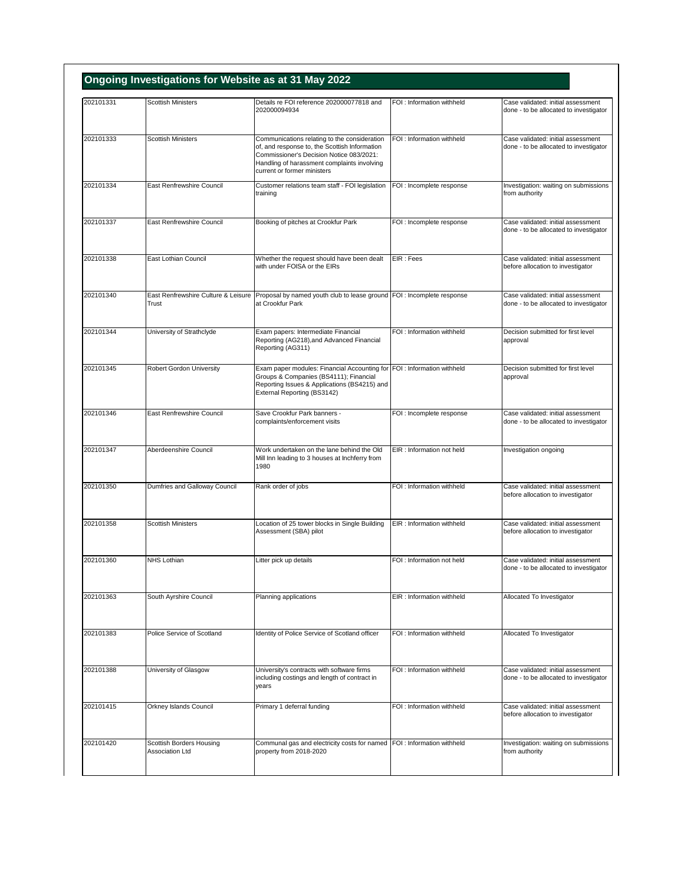## Ongoing Investigations for Website as at 31 May 2022

| | | | | |
|---|---|---|---|---|
| 202101331 | Scottish Ministers | Details re FOI reference 202000077818 and 202000094934 | FOI : Information withheld | Case validated: initial assessment done - to be allocated to investigator |
| 202101333 | Scottish Ministers | Communications relating to the consideration of, and response to, the Scottish Information Commissioner's Decision Notice 083/2021: Handling of harassment complaints involving current or former ministers | FOI : Information withheld | Case validated: initial assessment done - to be allocated to investigator |
| 202101334 | East Renfrewshire Council | Customer relations team staff - FOI legislation training | FOI : Incomplete response | Investigation: waiting on submissions from authority |
| 202101337 | East Renfrewshire Council | Booking of pitches at Crookfur Park | FOI : Incomplete response | Case validated: initial assessment done - to be allocated to investigator |
| 202101338 | East Lothian Council | Whether the request should have been dealt with under FOISA or the EIRs | EIR : Fees | Case validated: initial assessment before allocation to investigator |
| 202101340 | East Renfrewshire Culture & Leisure Trust | Proposal by named youth club to lease ground at Crookfur Park | FOI : Incomplete response | Case validated: initial assessment done - to be allocated to investigator |
| 202101344 | University of Strathclyde | Exam papers: Intermediate Financial Reporting (AG218),and Advanced Financial Reporting (AG311) | FOI : Information withheld | Decision submitted for first level approval |
| 202101345 | Robert Gordon University | Exam paper modules: Financial Accounting for Groups & Companies (BS4111); Financial Reporting Issues & Applications (BS4215) and External Reporting (BS3142) | FOI : Information withheld | Decision submitted for first level approval |
| 202101346 | East Renfrewshire Council | Save Crookfur Park banners - complaints/enforcement visits | FOI : Incomplete response | Case validated: initial assessment done - to be allocated to investigator |
| 202101347 | Aberdeenshire Council | Work undertaken on the lane behind the Old Mill Inn leading to 3 houses at Inchferry from 1980 | EIR : Information not held | Investigation ongoing |
| 202101350 | Dumfries and Galloway Council | Rank order of jobs | FOI : Information withheld | Case validated: initial assessment before allocation to investigator |
| 202101358 | Scottish Ministers | Location of 25 tower blocks in Single Building Assessment (SBA) pilot | EIR : Information withheld | Case validated: initial assessment before allocation to investigator |
| 202101360 | NHS Lothian | Litter pick up details | FOI : Information not held | Case validated: initial assessment done - to be allocated to investigator |
| 202101363 | South Ayrshire Council | Planning applications | EIR : Information withheld | Allocated To Investigator |
| 202101383 | Police Service of Scotland | Identity of Police Service of Scotland officer | FOI : Information withheld | Allocated To Investigator |
| 202101388 | University of Glasgow | University's contracts with software firms including costings and length of contract in years | FOI : Information withheld | Case validated: initial assessment done - to be allocated to investigator |
| 202101415 | Orkney Islands Council | Primary 1 deferral funding | FOI : Information withheld | Case validated: initial assessment before allocation to investigator |
| 202101420 | Scottish Borders Housing Association Ltd | Communal gas and electricity costs for named property from 2018-2020 | FOI : Information withheld | Investigation: waiting on submissions from authority |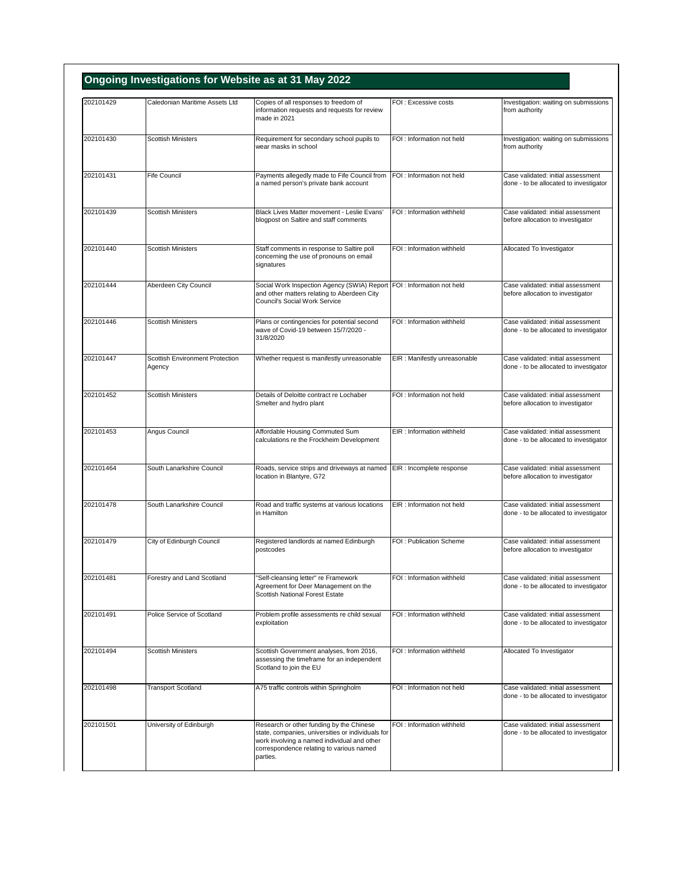## Ongoing Investigations for Website as at 31 May 2022

| | | | | |
|---|---|---|---|---|
| 202101429 | Caledonian Maritime Assets Ltd | Copies of all responses to freedom of information requests and requests for review made in 2021 | FOI : Excessive costs | Investigation: waiting on submissions from authority |
| 202101430 | Scottish Ministers | Requirement for secondary school pupils to wear masks in school | FOI : Information not held | Investigation: waiting on submissions from authority |
| 202101431 | Fife Council | Payments allegedly made to Fife Council from a named person's private bank account | FOI : Information not held | Case validated: initial assessment done - to be allocated to investigator |
| 202101439 | Scottish Ministers | Black Lives Matter movement - Leslie Evans' blogpost on Saltire and staff comments | FOI : Information withheld | Case validated: initial assessment before allocation to investigator |
| 202101440 | Scottish Ministers | Staff comments in response to Saltire poll concerning the use of pronouns on email signatures | FOI : Information withheld | Allocated To Investigator |
| 202101444 | Aberdeen City Council | Social Work Inspection Agency (SWIA) Report and other matters relating to Aberdeen City Council's Social Work Service | FOI : Information not held | Case validated: initial assessment before allocation to investigator |
| 202101446 | Scottish Ministers | Plans or contingencies for potential second wave of Covid-19 between 15/7/2020 - 31/8/2020 | FOI : Information withheld | Case validated: initial assessment done - to be allocated to investigator |
| 202101447 | Scottish Environment Protection Agency | Whether request is manifestly unreasonable | EIR : Manifestly unreasonable | Case validated: initial assessment done - to be allocated to investigator |
| 202101452 | Scottish Ministers | Details of Deloitte contract re Lochaber Smelter and hydro plant | FOI : Information not held | Case validated: initial assessment before allocation to investigator |
| 202101453 | Angus Council | Affordable Housing Commuted Sum calculations re the Frockheim Development | EIR : Information withheld | Case validated: initial assessment done - to be allocated to investigator |
| 202101464 | South Lanarkshire Council | Roads, service strips and driveways at named location in Blantyre, G72 | EIR : Incomplete response | Case validated: initial assessment before allocation to investigator |
| 202101478 | South Lanarkshire Council | Road and traffic systems at various locations in Hamilton | EIR : Information not held | Case validated: initial assessment done - to be allocated to investigator |
| 202101479 | City of Edinburgh Council | Registered landlords at named Edinburgh postcodes | FOI : Publication Scheme | Case validated: initial assessment before allocation to investigator |
| 202101481 | Forestry and Land Scotland | "Self-cleansing letter" re Framework Agreement for Deer Management on the Scottish National Forest Estate | FOI : Information withheld | Case validated: initial assessment done - to be allocated to investigator |
| 202101491 | Police Service of Scotland | Problem profile assessments re child sexual exploitation | FOI : Information withheld | Case validated: initial assessment done - to be allocated to investigator |
| 202101494 | Scottish Ministers | Scottish Government analyses, from 2016, assessing the timeframe for an independent Scotland to join the EU | FOI : Information withheld | Allocated To Investigator |
| 202101498 | Transport Scotland | A75 traffic controls within Springholm | FOI : Information not held | Case validated: initial assessment done - to be allocated to investigator |
| 202101501 | University of Edinburgh | Research or other funding by the Chinese state, companies, universities or individuals for work involving a named individual and other correspondence relating to various named parties. | FOI : Information withheld | Case validated: initial assessment done - to be allocated to investigator |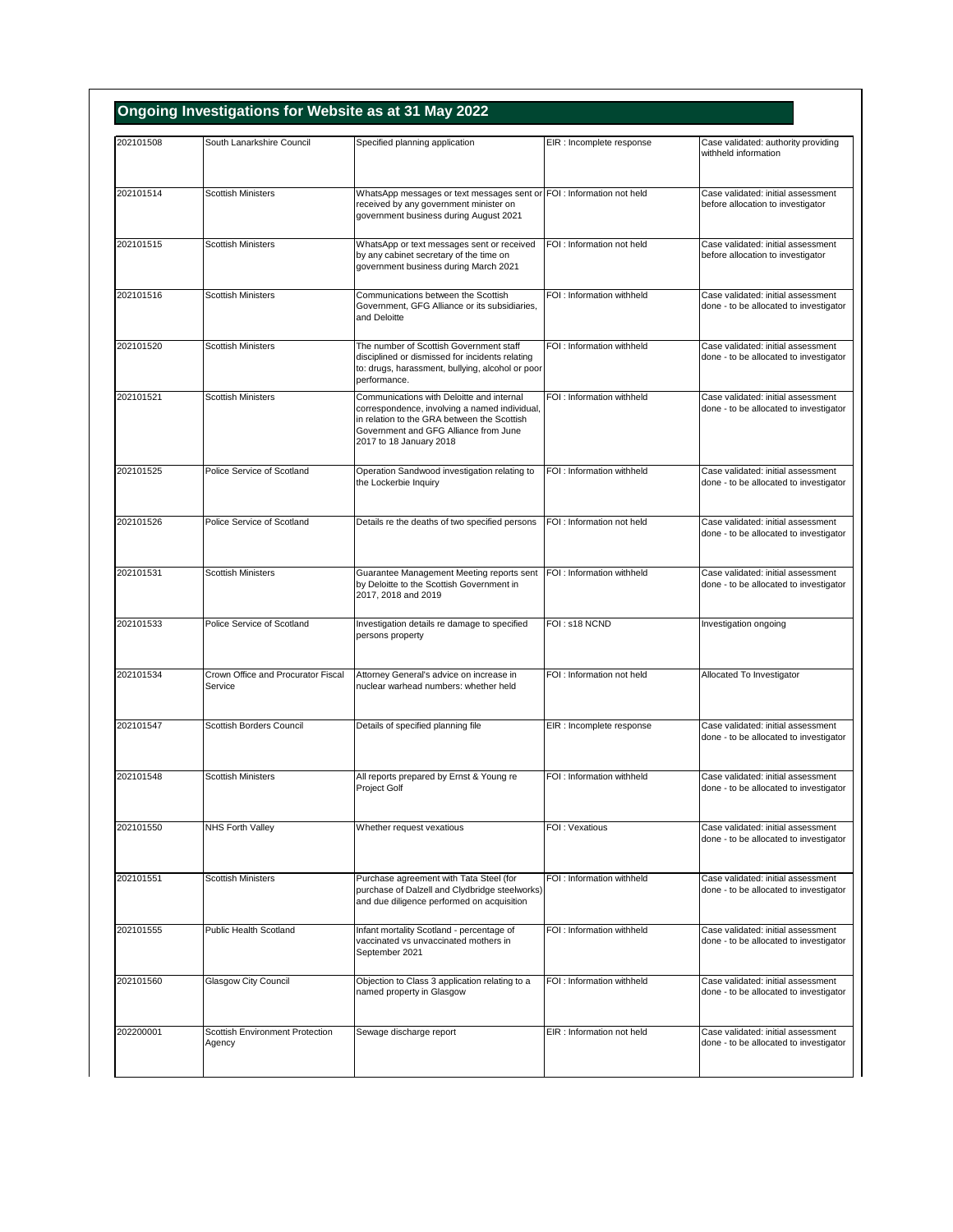## Ongoing Investigations for Website as at 31 May 2022

| | | | | |
|---|---|---|---|---|
| 202101508 | South Lanarkshire Council | Specified planning application | EIR : Incomplete response | Case validated: authority providing withheld information |
| 202101514 | Scottish Ministers | WhatsApp messages or text messages sent or received by any government minister on government business during August 2021 | FOI : Information not held | Case validated: initial assessment before allocation to investigator |
| 202101515 | Scottish Ministers | WhatsApp or text messages sent or received by any cabinet secretary of the time on government business during March 2021 | FOI : Information not held | Case validated: initial assessment before allocation to investigator |
| 202101516 | Scottish Ministers | Communications between the Scottish Government, GFG Alliance or its subsidiaries, and Deloitte | FOI : Information withheld | Case validated: initial assessment done - to be allocated to investigator |
| 202101520 | Scottish Ministers | The number of Scottish Government staff disciplined or dismissed for incidents relating to: drugs, harassment, bullying, alcohol or poor performance. | FOI : Information withheld | Case validated: initial assessment done - to be allocated to investigator |
| 202101521 | Scottish Ministers | Communications with Deloitte and internal correspondence, involving a named individual, in relation to the GRA between the Scottish Government and GFG Alliance from June 2017 to 18 January 2018 | FOI : Information withheld | Case validated: initial assessment done - to be allocated to investigator |
| 202101525 | Police Service of Scotland | Operation Sandwood investigation relating to the Lockerbie Inquiry | FOI : Information withheld | Case validated: initial assessment done - to be allocated to investigator |
| 202101526 | Police Service of Scotland | Details re the deaths of two specified persons | FOI : Information not held | Case validated: initial assessment done - to be allocated to investigator |
| 202101531 | Scottish Ministers | Guarantee Management Meeting reports sent by Deloitte to the Scottish Government in 2017, 2018 and 2019 | FOI : Information withheld | Case validated: initial assessment done - to be allocated to investigator |
| 202101533 | Police Service of Scotland | Investigation details re damage to specified persons property | FOI : s18 NCND | Investigation ongoing |
| 202101534 | Crown Office and Procurator Fiscal Service | Attorney General's advice on increase in nuclear warhead numbers: whether held | FOI : Information not held | Allocated To Investigator |
| 202101547 | Scottish Borders Council | Details of specified planning file | EIR : Incomplete response | Case validated: initial assessment done - to be allocated to investigator |
| 202101548 | Scottish Ministers | All reports prepared by Ernst & Young re Project Golf | FOI : Information withheld | Case validated: initial assessment done - to be allocated to investigator |
| 202101550 | NHS Forth Valley | Whether request vexatious | FOI : Vexatious | Case validated: initial assessment done - to be allocated to investigator |
| 202101551 | Scottish Ministers | Purchase agreement with Tata Steel (for purchase of Dalzell and Clydbridge steelworks) and due diligence performed on acquisition | FOI : Information withheld | Case validated: initial assessment done - to be allocated to investigator |
| 202101555 | Public Health Scotland | Infant mortality Scotland - percentage of vaccinated vs unvaccinated mothers in September 2021 | FOI : Information withheld | Case validated: initial assessment done - to be allocated to investigator |
| 202101560 | Glasgow City Council | Objection to Class 3 application relating to a named property in Glasgow | FOI : Information withheld | Case validated: initial assessment done - to be allocated to investigator |
| 202200001 | Scottish Environment Protection Agency | Sewage discharge report | EIR : Information not held | Case validated: initial assessment done - to be allocated to investigator |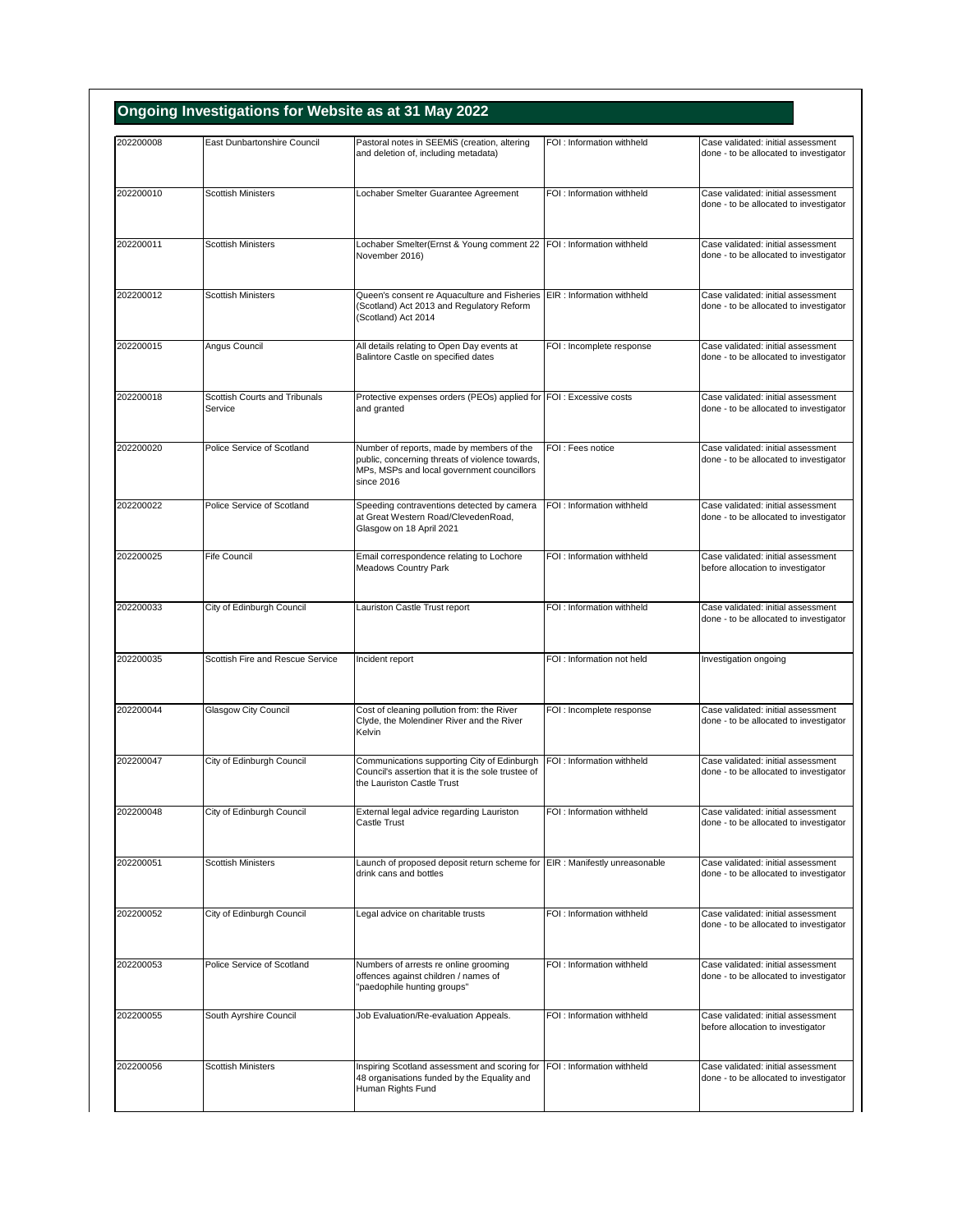## Ongoing Investigations for Website as at 31 May 2022

| | | | | |
|---|---|---|---|---|
| 202200008 | East Dunbartonshire Council | Pastoral notes in SEEMiS (creation, altering and deletion of, including metadata) | FOI : Information withheld | Case validated: initial assessment done - to be allocated to investigator |
| 202200010 | Scottish Ministers | Lochaber Smelter Guarantee Agreement | FOI : Information withheld | Case validated: initial assessment done - to be allocated to investigator |
| 202200011 | Scottish Ministers | Lochaber Smelter(Ernst & Young comment 22 November 2016) | FOI : Information withheld | Case validated: initial assessment done - to be allocated to investigator |
| 202200012 | Scottish Ministers | Queen's consent re Aquaculture and Fisheries (Scotland) Act 2013 and Regulatory Reform (Scotland) Act 2014 | EIR : Information withheld | Case validated: initial assessment done - to be allocated to investigator |
| 202200015 | Angus Council | All details relating to Open Day events at Balintore Castle on specified dates | FOI : Incomplete response | Case validated: initial assessment done - to be allocated to investigator |
| 202200018 | Scottish Courts and Tribunals Service | Protective expenses orders (PEOs) applied for and granted | FOI : Excessive costs | Case validated: initial assessment done - to be allocated to investigator |
| 202200020 | Police Service of Scotland | Number of reports, made by members of the public, concerning threats of violence towards, MPs, MSPs and local government councillors since 2016 | FOI : Fees notice | Case validated: initial assessment done - to be allocated to investigator |
| 202200022 | Police Service of Scotland | Speeding contraventions detected by camera at Great Western Road/ClevedenRoad, Glasgow on 18 April 2021 | FOI : Information withheld | Case validated: initial assessment done - to be allocated to investigator |
| 202200025 | Fife Council | Email correspondence relating to Lochore Meadows Country Park | FOI : Information withheld | Case validated: initial assessment before allocation to investigator |
| 202200033 | City of Edinburgh Council | Lauriston Castle Trust report | FOI : Information withheld | Case validated: initial assessment done - to be allocated to investigator |
| 202200035 | Scottish Fire and Rescue Service | Incident report | FOI : Information not held | Investigation ongoing |
| 202200044 | Glasgow City Council | Cost of cleaning pollution from: the River Clyde, the Molendiner River and the River Kelvin | FOI : Incomplete response | Case validated: initial assessment done - to be allocated to investigator |
| 202200047 | City of Edinburgh Council | Communications supporting City of Edinburgh Council's assertion that it is the sole trustee of the Lauriston Castle Trust | FOI : Information withheld | Case validated: initial assessment done - to be allocated to investigator |
| 202200048 | City of Edinburgh Council | External legal advice regarding Lauriston Castle Trust | FOI : Information withheld | Case validated: initial assessment done - to be allocated to investigator |
| 202200051 | Scottish Ministers | Launch of proposed deposit return scheme for drink cans and bottles | EIR : Manifestly unreasonable | Case validated: initial assessment done - to be allocated to investigator |
| 202200052 | City of Edinburgh Council | Legal advice on charitable trusts | FOI : Information withheld | Case validated: initial assessment done - to be allocated to investigator |
| 202200053 | Police Service of Scotland | Numbers of arrests re online grooming offences against children / names of "paedophile hunting groups" | FOI : Information withheld | Case validated: initial assessment done - to be allocated to investigator |
| 202200055 | South Ayrshire Council | Job Evaluation/Re-evaluation Appeals. | FOI : Information withheld | Case validated: initial assessment before allocation to investigator |
| 202200056 | Scottish Ministers | Inspiring Scotland assessment and scoring for 48 organisations funded by the Equality and Human Rights Fund | FOI : Information withheld | Case validated: initial assessment done - to be allocated to investigator |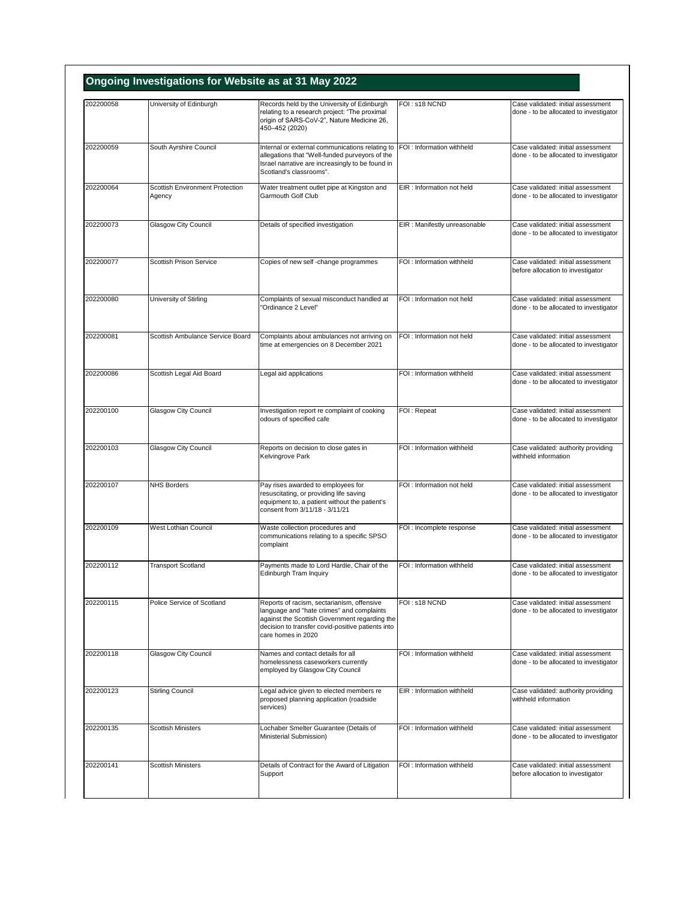## Ongoing Investigations for Website as at 31 May 2022

| | | | | |
|---|---|---|---|---|
| 202200058 | University of Edinburgh | Records held by the University of Edinburgh relating to a research project: "The proximal origin of SARS-CoV-2", Nature Medicine 26, 450–452 (2020) | FOI : s18 NCND | Case validated: initial assessment done - to be allocated to investigator |
| 202200059 | South Ayrshire Council | Internal or external communications relating to allegations that "Well-funded purveyors of the Israel narrative are increasingly to be found in Scotland's classrooms". | FOI : Information withheld | Case validated: initial assessment done - to be allocated to investigator |
| 202200064 | Scottish Environment Protection Agency | Water treatment outlet pipe at Kingston and Garmouth Golf Club | EIR : Information not held | Case validated: initial assessment done - to be allocated to investigator |
| 202200073 | Glasgow City Council | Details of specified investigation | EIR : Manifestly unreasonable | Case validated: initial assessment done - to be allocated to investigator |
| 202200077 | Scottish Prison Service | Copies of new self -change programmes | FOI : Information withheld | Case validated: initial assessment before allocation to investigator |
| 202200080 | University of Stirling | Complaints of sexual misconduct handled at "Ordinance 2 Level" | FOI : Information not held | Case validated: initial assessment done - to be allocated to investigator |
| 202200081 | Scottish Ambulance Service Board | Complaints about ambulances not arriving on time at emergencies on 8 December 2021 | FOI : Information not held | Case validated: initial assessment done - to be allocated to investigator |
| 202200086 | Scottish Legal Aid Board | Legal aid applications | FOI : Information withheld | Case validated: initial assessment done - to be allocated to investigator |
| 202200100 | Glasgow City Council | Investigation report re complaint of cooking odours of specified cafe | FOI : Repeat | Case validated: initial assessment done - to be allocated to investigator |
| 202200103 | Glasgow City Council | Reports on decision to close gates in Kelvingrove Park | FOI : Information withheld | Case validated: authority providing withheld information |
| 202200107 | NHS Borders | Pay rises awarded to employees for resuscitating, or providing life saving equipment to, a patient without the patient's consent from 3/11/18 - 3/11/21 | FOI : Information not held | Case validated: initial assessment done - to be allocated to investigator |
| 202200109 | West Lothian Council | Waste collection procedures and communications relating to a specific SPSO complaint | FOI : Incomplete response | Case validated: initial assessment done - to be allocated to investigator |
| 202200112 | Transport Scotland | Payments made to Lord Hardie, Chair of the Edinburgh Tram Inquiry | FOI : Information withheld | Case validated: initial assessment done - to be allocated to investigator |
| 202200115 | Police Service of Scotland | Reports of racism, sectarianism, offensive language and "hate crimes" and complaints against the Scottish Government regarding the decision to transfer covid-positive patients into care homes in 2020 | FOI : s18 NCND | Case validated: initial assessment done - to be allocated to investigator |
| 202200118 | Glasgow City Council | Names and contact details for all homelessness caseworkers currently employed by Glasgow City Council | FOI : Information withheld | Case validated: initial assessment done - to be allocated to investigator |
| 202200123 | Stirling Council | Legal advice given to elected members re proposed planning application (roadside services) | EIR : Information withheld | Case validated: authority providing withheld information |
| 202200135 | Scottish Ministers | Lochaber Smelter Guarantee (Details of Ministerial Submission) | FOI : Information withheld | Case validated: initial assessment done - to be allocated to investigator |
| 202200141 | Scottish Ministers | Details of Contract for the Award of Litigation Support | FOI : Information withheld | Case validated: initial assessment before allocation to investigator |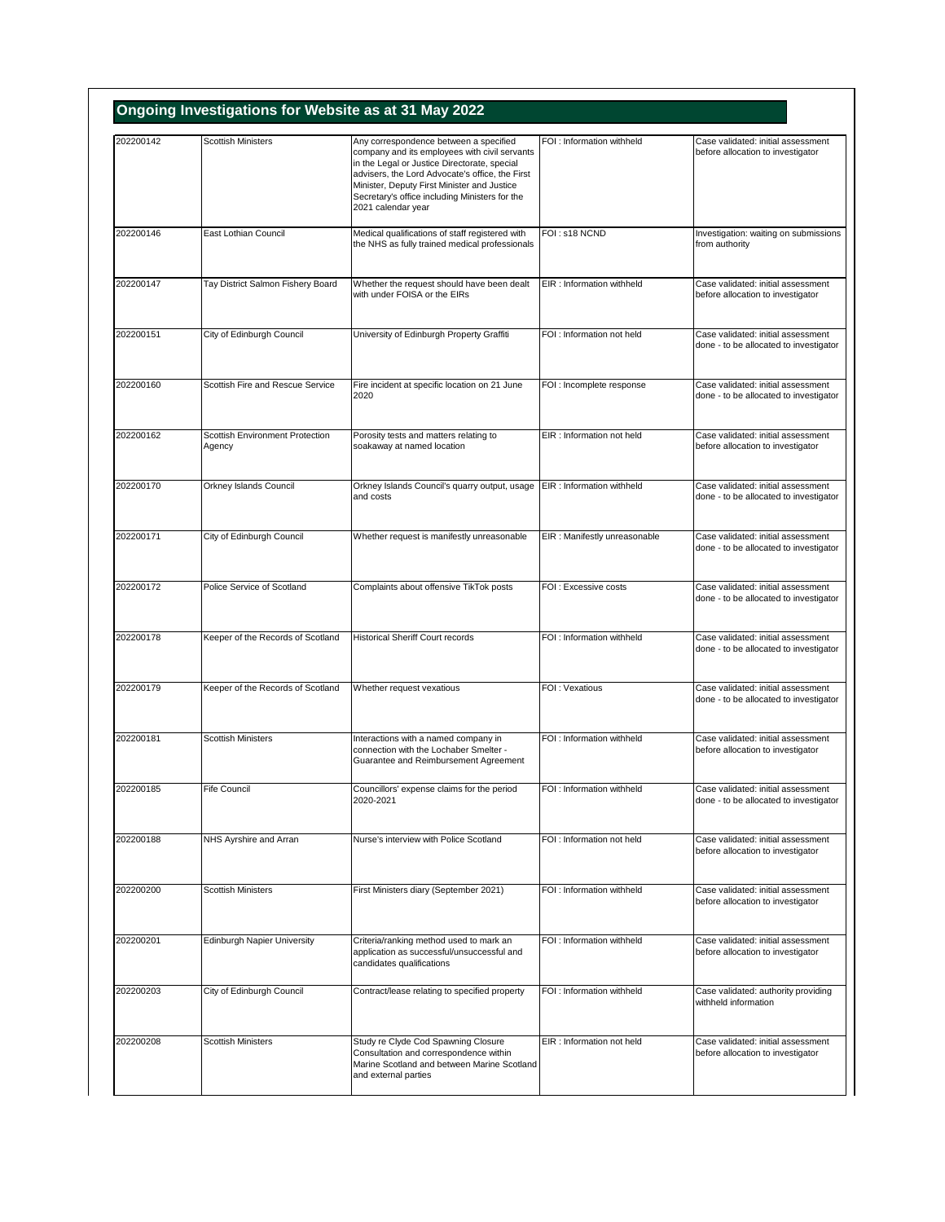## Ongoing Investigations for Website as at 31 May 2022

| | | | | |
|---|---|---|---|---|
| 202200142 | Scottish Ministers | Any correspondence between a specified company and its employees with civil servants in the Legal or Justice Directorate, special advisers, the Lord Advocate's office, the First Minister, Deputy First Minister and Justice Secretary's office including Ministers for the 2021 calendar year | FOI : Information withheld | Case validated: initial assessment before allocation to investigator |
| 202200146 | East Lothian Council | Medical qualifications of staff registered with the NHS as fully trained medical professionals | FOI : s18 NCND | Investigation: waiting on submissions from authority |
| 202200147 | Tay District Salmon Fishery Board | Whether the request should have been dealt with under FOISA or the EIRs | EIR : Information withheld | Case validated: initial assessment before allocation to investigator |
| 202200151 | City of Edinburgh Council | University of Edinburgh Property Graffiti | FOI : Information not held | Case validated: initial assessment done - to be allocated to investigator |
| 202200160 | Scottish Fire and Rescue Service | Fire incident at specific location on 21 June 2020 | FOI : Incomplete response | Case validated: initial assessment done - to be allocated to investigator |
| 202200162 | Scottish Environment Protection Agency | Porosity tests and matters relating to soakaway at named location | EIR : Information not held | Case validated: initial assessment before allocation to investigator |
| 202200170 | Orkney Islands Council | Orkney Islands Council's quarry output, usage and costs | EIR : Information withheld | Case validated: initial assessment done - to be allocated to investigator |
| 202200171 | City of Edinburgh Council | Whether request is manifestly unreasonable | EIR : Manifestly unreasonable | Case validated: initial assessment done - to be allocated to investigator |
| 202200172 | Police Service of Scotland | Complaints about offensive TikTok posts | FOI : Excessive costs | Case validated: initial assessment done - to be allocated to investigator |
| 202200178 | Keeper of the Records of Scotland | Historical Sheriff Court records | FOI : Information withheld | Case validated: initial assessment done - to be allocated to investigator |
| 202200179 | Keeper of the Records of Scotland | Whether request vexatious | FOI : Vexatious | Case validated: initial assessment done - to be allocated to investigator |
| 202200181 | Scottish Ministers | Interactions with a named company in connection with the Lochaber Smelter - Guarantee and Reimbursement Agreement | FOI : Information withheld | Case validated: initial assessment before allocation to investigator |
| 202200185 | Fife Council | Councillors' expense claims for the period 2020-2021 | FOI : Information withheld | Case validated: initial assessment done - to be allocated to investigator |
| 202200188 | NHS Ayrshire and Arran | Nurse's interview with Police Scotland | FOI : Information not held | Case validated: initial assessment before allocation to investigator |
| 202200200 | Scottish Ministers | First Ministers diary (September 2021) | FOI : Information withheld | Case validated: initial assessment before allocation to investigator |
| 202200201 | Edinburgh Napier University | Criteria/ranking method used to mark an application as successful/unsuccessful and candidates qualifications | FOI : Information withheld | Case validated: initial assessment before allocation to investigator |
| 202200203 | City of Edinburgh Council | Contract/lease relating to specified property | FOI : Information withheld | Case validated: authority providing withheld information |
| 202200208 | Scottish Ministers | Study re Clyde Cod Spawning Closure Consultation and correspondence within Marine Scotland and between Marine Scotland and external parties | EIR : Information not held | Case validated: initial assessment before allocation to investigator |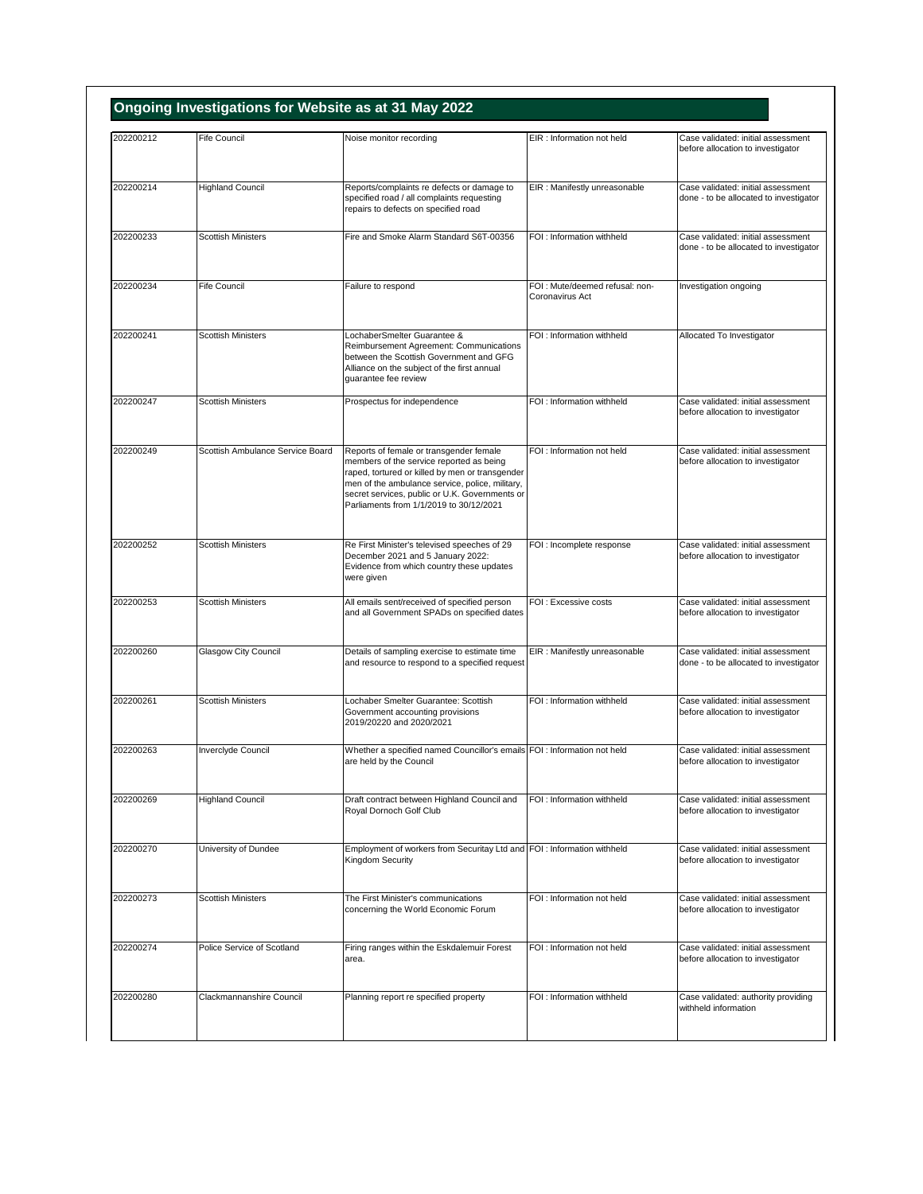## Ongoing Investigations for Website as at 31 May 2022

| | | | | |
|---|---|---|---|---|
| 202200212 | Fife Council | Noise monitor recording | EIR : Information not held | Case validated: initial assessment before allocation to investigator |
| 202200214 | Highland Council | Reports/complaints re defects or damage to specified road / all complaints requesting repairs to defects on specified road | EIR : Manifestly unreasonable | Case validated: initial assessment done - to be allocated to investigator |
| 202200233 | Scottish Ministers | Fire and Smoke Alarm Standard S6T-00356 | FOI : Information withheld | Case validated: initial assessment done - to be allocated to investigator |
| 202200234 | Fife Council | Failure to respond | FOI : Mute/deemed refusal: non-Coronavirus Act | Investigation ongoing |
| 202200241 | Scottish Ministers | LochaberSmelter Guarantee & Reimbursement Agreement: Communications between the Scottish Government and GFG Alliance on the subject of the first annual guarantee fee review | FOI : Information withheld | Allocated To Investigator |
| 202200247 | Scottish Ministers | Prospectus for independence | FOI : Information withheld | Case validated: initial assessment before allocation to investigator |
| 202200249 | Scottish Ambulance Service Board | Reports of female or transgender female members of the service reported as being raped, tortured or killed by men or transgender men of the ambulance service, police, military, secret services, public or U.K. Governments or Parliaments from 1/1/2019 to 30/12/2021 | FOI : Information not held | Case validated: initial assessment before allocation to investigator |
| 202200252 | Scottish Ministers | Re First Minister's televised speeches of 29 December 2021 and 5 January 2022: Evidence from which country these updates were given | FOI : Incomplete response | Case validated: initial assessment before allocation to investigator |
| 202200253 | Scottish Ministers | All emails sent/received of specified person and all Government SPADs on specified dates | FOI : Excessive costs | Case validated: initial assessment before allocation to investigator |
| 202200260 | Glasgow City Council | Details of sampling exercise to estimate time and resource to respond to a specified request | EIR : Manifestly unreasonable | Case validated: initial assessment done - to be allocated to investigator |
| 202200261 | Scottish Ministers | Lochaber Smelter Guarantee: Scottish Government accounting provisions 2019/20220 and 2020/2021 | FOI : Information withheld | Case validated: initial assessment before allocation to investigator |
| 202200263 | Inverclyde Council | Whether a specified named Councillor's emails are held by the Council | FOI : Information not held | Case validated: initial assessment before allocation to investigator |
| 202200269 | Highland Council | Draft contract between Highland Council and Royal Dornoch Golf Club | FOI : Information withheld | Case validated: initial assessment before allocation to investigator |
| 202200270 | University of Dundee | Employment of workers from Securitay Ltd and Kingdom Security | FOI : Information withheld | Case validated: initial assessment before allocation to investigator |
| 202200273 | Scottish Ministers | The First Minister's communications concerning the World Economic Forum | FOI : Information not held | Case validated: initial assessment before allocation to investigator |
| 202200274 | Police Service of Scotland | Firing ranges within the Eskdalemuir Forest area. | FOI : Information not held | Case validated: initial assessment before allocation to investigator |
| 202200280 | Clackmannanshire Council | Planning report re specified property | FOI : Information withheld | Case validated: authority providing withheld information |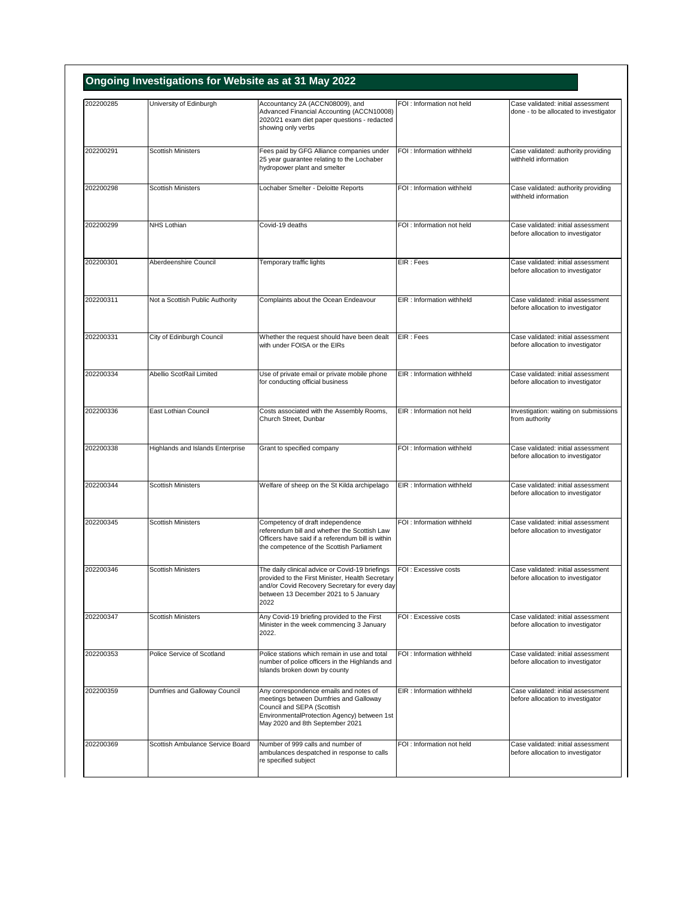# Ongoing Investigations for Website as at 31 May 2022

| | | | | |
|---|---|---|---|---|
| 202200285 | University of Edinburgh | Accountancy 2A (ACCN08009), and Advanced Financial Accounting (ACCN10008) 2020/21 exam diet paper questions - redacted showing only verbs | FOI : Information not held | Case validated: initial assessment done - to be allocated to investigator |
| 202200291 | Scottish Ministers | Fees paid by GFG Alliance companies under 25 year guarantee relating to the Lochaber hydropower plant and smelter | FOI : Information withheld | Case validated: authority providing withheld information |
| 202200298 | Scottish Ministers | Lochaber Smelter - Deloitte Reports | FOI : Information withheld | Case validated: authority providing withheld information |
| 202200299 | NHS Lothian | Covid-19 deaths | FOI : Information not held | Case validated: initial assessment before allocation to investigator |
| 202200301 | Aberdeenshire Council | Temporary traffic lights | EIR : Fees | Case validated: initial assessment before allocation to investigator |
| 202200311 | Not a Scottish Public Authority | Complaints about the Ocean Endeavour | EIR : Information withheld | Case validated: initial assessment before allocation to investigator |
| 202200331 | City of Edinburgh Council | Whether the request should have been dealt with under FOISA or the EIRs | EIR : Fees | Case validated: initial assessment before allocation to investigator |
| 202200334 | Abellio ScotRail Limited | Use of private email or private mobile phone for conducting official business | EIR : Information withheld | Case validated: initial assessment before allocation to investigator |
| 202200336 | East Lothian Council | Costs associated with the Assembly Rooms, Church Street, Dunbar | EIR : Information not held | Investigation: waiting on submissions from authority |
| 202200338 | Highlands and Islands Enterprise | Grant to specified company | FOI : Information withheld | Case validated: initial assessment before allocation to investigator |
| 202200344 | Scottish Ministers | Welfare of sheep on the St Kilda archipelago | EIR : Information withheld | Case validated: initial assessment before allocation to investigator |
| 202200345 | Scottish Ministers | Competency of draft independence referendum bill and whether the Scottish Law Officers have said if a referendum bill is within the competence of the Scottish Parliament | FOI : Information withheld | Case validated: initial assessment before allocation to investigator |
| 202200346 | Scottish Ministers | The daily clinical advice or Covid-19 briefings provided to the First Minister, Health Secretary and/or Covid Recovery Secretary for every day between 13 December 2021 to 5 January 2022 | FOI : Excessive costs | Case validated: initial assessment before allocation to investigator |
| 202200347 | Scottish Ministers | Any Covid-19 briefing provided to the First Minister in the week commencing 3 January 2022. | FOI : Excessive costs | Case validated: initial assessment before allocation to investigator |
| 202200353 | Police Service of Scotland | Police stations which remain in use and total number of police officers in the Highlands and Islands broken down by county | FOI : Information withheld | Case validated: initial assessment before allocation to investigator |
| 202200359 | Dumfries and Galloway Council | Any correspondence emails and notes of meetings between Dumfries and Galloway Council and SEPA (Scottish EnvironmentalProtection Agency) between 1st May 2020 and 8th September 2021 | EIR : Information withheld | Case validated: initial assessment before allocation to investigator |
| 202200369 | Scottish Ambulance Service Board | Number of 999 calls and number of ambulances despatched in response to calls re specified subject | FOI : Information not held | Case validated: initial assessment before allocation to investigator |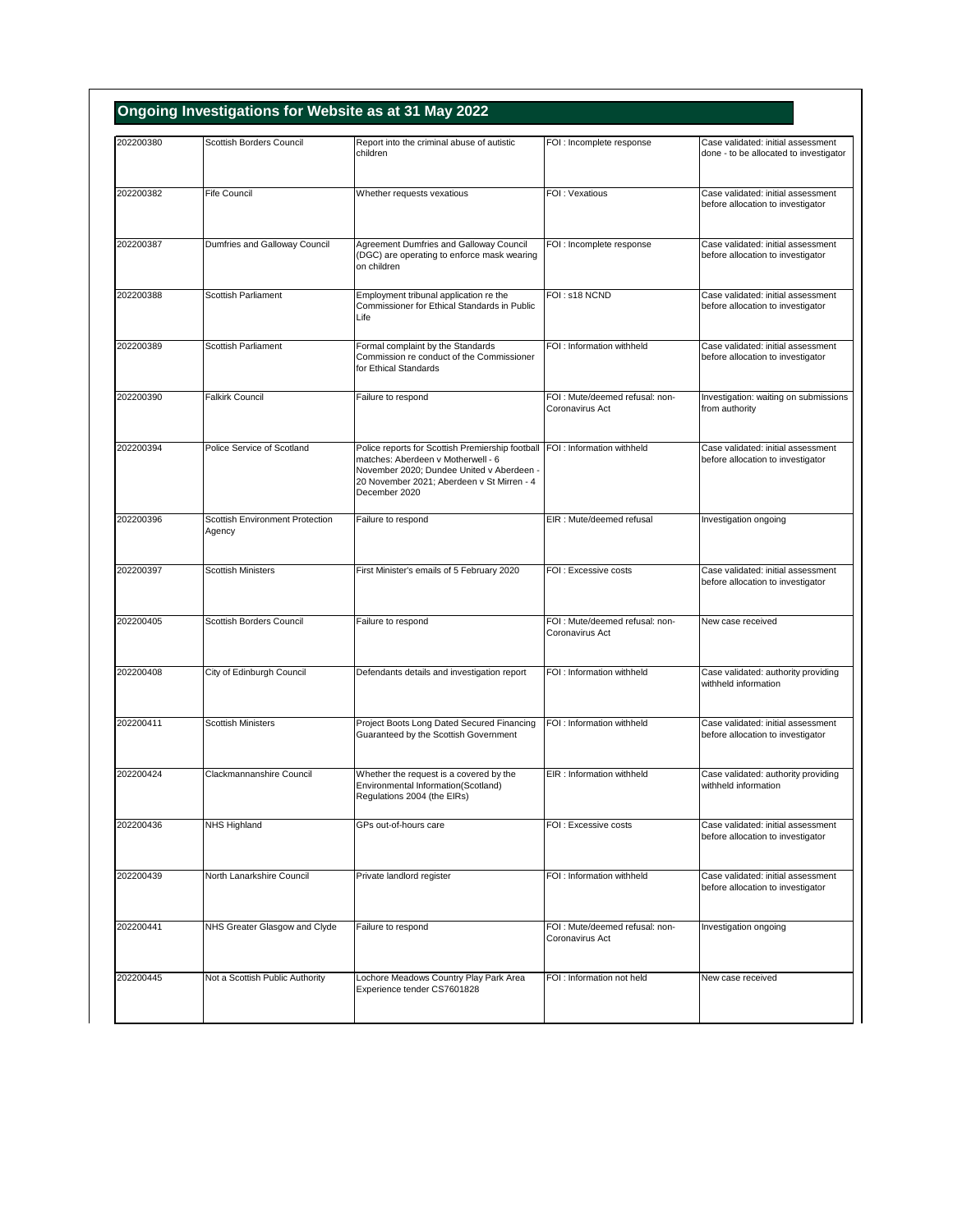## Ongoing Investigations for Website as at 31 May 2022

| | | | | |
|---|---|---|---|---|
| 202200380 | Scottish Borders Council | Report into the criminal abuse of autistic children | FOI : Incomplete response | Case validated: initial assessment done - to be allocated to investigator |
| 202200382 | Fife Council | Whether requests vexatious | FOI : Vexatious | Case validated: initial assessment before allocation to investigator |
| 202200387 | Dumfries and Galloway Council | Agreement Dumfries and Galloway Council (DGC) are operating to enforce mask wearing on children | FOI : Incomplete response | Case validated: initial assessment before allocation to investigator |
| 202200388 | Scottish Parliament | Employment tribunal application re the Commissioner for Ethical Standards in Public Life | FOI : s18 NCND | Case validated: initial assessment before allocation to investigator |
| 202200389 | Scottish Parliament | Formal complaint by the Standards Commission re conduct of the Commissioner for Ethical Standards | FOI : Information withheld | Case validated: initial assessment before allocation to investigator |
| 202200390 | Falkirk Council | Failure to respond | FOI : Mute/deemed refusal: non-Coronavirus Act | Investigation: waiting on submissions from authority |
| 202200394 | Police Service of Scotland | Police reports for Scottish Premiership football matches: Aberdeen v Motherwell - 6 November 2020; Dundee United v Aberdeen - 20 November 2021; Aberdeen v St Mirren - 4 December 2020 | FOI : Information withheld | Case validated: initial assessment before allocation to investigator |
| 202200396 | Scottish Environment Protection Agency | Failure to respond | EIR : Mute/deemed refusal | Investigation ongoing |
| 202200397 | Scottish Ministers | First Minister's emails of 5 February 2020 | FOI : Excessive costs | Case validated: initial assessment before allocation to investigator |
| 202200405 | Scottish Borders Council | Failure to respond | FOI : Mute/deemed refusal: non-Coronavirus Act | New case received |
| 202200408 | City of Edinburgh Council | Defendants details and investigation report | FOI : Information withheld | Case validated: authority providing withheld information |
| 202200411 | Scottish Ministers | Project Boots Long Dated Secured Financing Guaranteed by the Scottish Government | FOI : Information withheld | Case validated: initial assessment before allocation to investigator |
| 202200424 | Clackmannanshire Council | Whether the request is a covered by the Environmental Information(Scotland) Regulations 2004 (the EIRs) | EIR : Information withheld | Case validated: authority providing withheld information |
| 202200436 | NHS Highland | GPs out-of-hours care | FOI : Excessive costs | Case validated: initial assessment before allocation to investigator |
| 202200439 | North Lanarkshire Council | Private landlord register | FOI : Information withheld | Case validated: initial assessment before allocation to investigator |
| 202200441 | NHS Greater Glasgow and Clyde | Failure to respond | FOI : Mute/deemed refusal: non-Coronavirus Act | Investigation ongoing |
| 202200445 | Not a Scottish Public Authority | Lochore Meadows Country Play Park Area Experience tender CS7601828 | FOI : Information not held | New case received |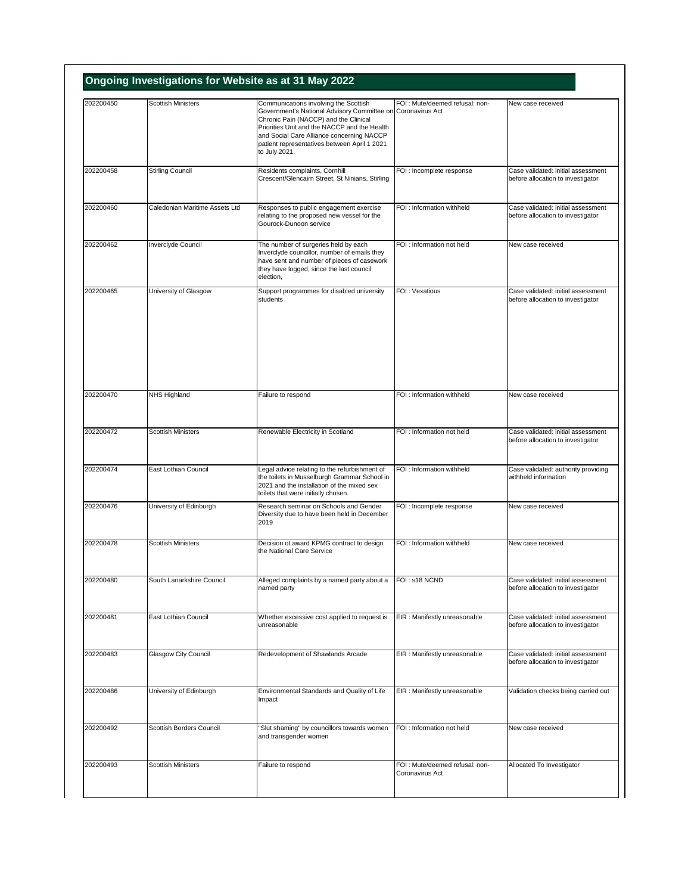## Ongoing Investigations for Website as at 31 May 2022

| | | | | |
|---|---|---|---|---|
| 202200450 | Scottish Ministers | Communications involving the Scottish Government's National Advisory Committee on Chronic Pain (NACCP) and the Clinical Priorities Unit and the NACCP and the Health and Social Care Alliance concerning NACCP patient representatives between April 1 2021 to July 2021. | FOI : Mute/deemed refusal: non-Coronavirus Act | New case received |
| 202200458 | Stirling Council | Residents complaints, Cornhill Crescent/Glencairn Street, St Ninians, Stirling | FOI : Incomplete response | Case validated: initial assessment before allocation to investigator |
| 202200460 | Caledonian Maritime Assets Ltd | Responses to public engagement exercise relating to the proposed new vessel for the Gourock-Dunoon service | FOI : Information withheld | Case validated: initial assessment before allocation to investigator |
| 202200462 | Inverclyde Council | The number of surgeries held by each Inverclyde councillor, number of emails they have sent and number of pieces of casework they have logged, since the last council election, | FOI : Information not held | New case received |
| 202200465 | University of Glasgow | Support programmes for disabled university students | FOI : Vexatious | Case validated: initial assessment before allocation to investigator |
| 202200470 | NHS Highland | Failure to respond | FOI : Information withheld | New case received |
| 202200472 | Scottish Ministers | Renewable Electricity in Scotland | FOI : Information not held | Case validated: initial assessment before allocation to investigator |
| 202200474 | East Lothian Council | Legal advice relating to the refurbishment of the toilets in Musselburgh Grammar School in 2021 and the installation of the mixed sex toilets that were initially chosen. | FOI : Information withheld | Case validated: authority providing withheld information |
| 202200476 | University of Edinburgh | Research seminar on Schools and Gender Diversity due to have been held in December 2019 | FOI : Incomplete response | New case received |
| 202200478 | Scottish Ministers | Decision ot award KPMG contract to design the National Care Service | FOI : Information withheld | New case received |
| 202200480 | South Lanarkshire Council | Alleged complaints by a named party about a named party | FOI : s18 NCND | Case validated: initial assessment before allocation to investigator |
| 202200481 | East Lothian Council | Whether excessive cost applied to request is unreasonable | EIR : Manifestly unreasonable | Case validated: initial assessment before allocation to investigator |
| 202200483 | Glasgow City Council | Redevelopment of Shawlands Arcade | EIR : Manifestly unreasonable | Case validated: initial assessment before allocation to investigator |
| 202200486 | University of Edinburgh | Environmental Standards and Quality of Life Impact | EIR : Manifestly unreasonable | Validation checks being carried out |
| 202200492 | Scottish Borders Council | "Slut shaming" by councillors towards women and transgender women | FOI : Information not held | New case received |
| 202200493 | Scottish Ministers | Failure to respond | FOI : Mute/deemed refusal: non-Coronavirus Act | Allocated To Investigator |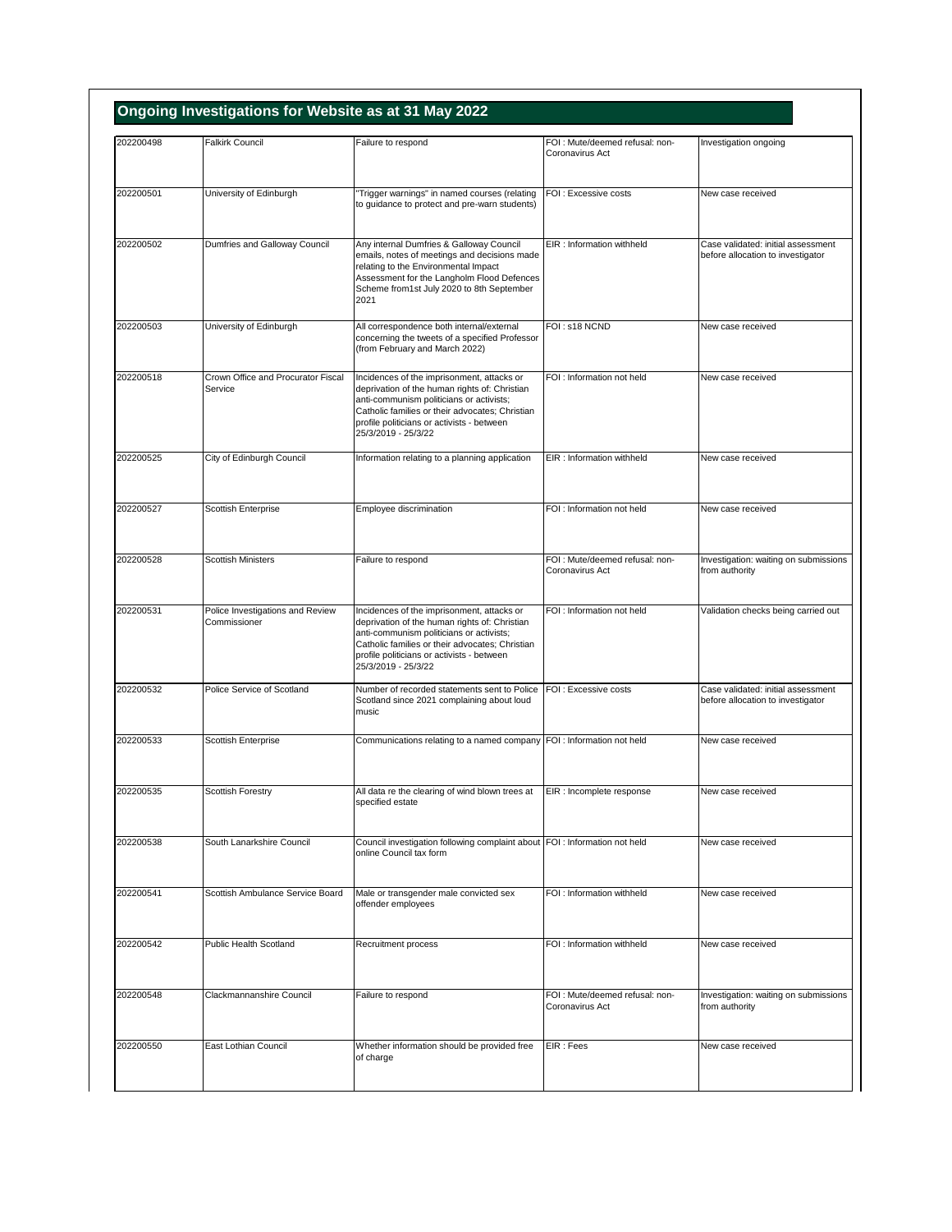## Ongoing Investigations for Website as at 31 May 2022

| | | | | |
|---|---|---|---|---|
| 202200498 | Falkirk Council | Failure to respond | FOI : Mute/deemed refusal: non-Coronavirus Act | Investigation ongoing |
| 202200501 | University of Edinburgh | "Trigger warnings" in named courses (relating to guidance to protect and pre-warn students) | FOI : Excessive costs | New case received |
| 202200502 | Dumfries and Galloway Council | Any internal Dumfries & Galloway Council emails, notes of meetings and decisions made relating to the Environmental Impact Assessment for the Langholm Flood Defences Scheme from1st July 2020 to 8th September 2021 | EIR : Information withheld | Case validated: initial assessment before allocation to investigator |
| 202200503 | University of Edinburgh | All correspondence both internal/external concerning the tweets of a specified Professor (from February and March 2022) | FOI : s18 NCND | New case received |
| 202200518 | Crown Office and Procurator Fiscal Service | Incidences of the imprisonment, attacks or deprivation of the human rights of: Christian anti-communism politicians or activists; Catholic families or their advocates; Christian profile politicians or activists - between 25/3/2019 - 25/3/22 | FOI : Information not held | New case received |
| 202200525 | City of Edinburgh Council | Information relating to a planning application | EIR : Information withheld | New case received |
| 202200527 | Scottish Enterprise | Employee discrimination | FOI : Information not held | New case received |
| 202200528 | Scottish Ministers | Failure to respond | FOI : Mute/deemed refusal: non-Coronavirus Act | Investigation: waiting on submissions from authority |
| 202200531 | Police Investigations and Review Commissioner | Incidences of the imprisonment, attacks or deprivation of the human rights of: Christian anti-communism politicians or activists; Catholic families or their advocates; Christian profile politicians or activists - between 25/3/2019 - 25/3/22 | FOI : Information not held | Validation checks being carried out |
| 202200532 | Police Service of Scotland | Number of recorded statements sent to Police Scotland since 2021 complaining about loud music | FOI : Excessive costs | Case validated: initial assessment before allocation to investigator |
| 202200533 | Scottish Enterprise | Communications relating to a named company | FOI : Information not held | New case received |
| 202200535 | Scottish Forestry | All data re the clearing of wind blown trees at specified estate | EIR : Incomplete response | New case received |
| 202200538 | South Lanarkshire Council | Council investigation following complaint about online Council tax form | FOI : Information not held | New case received |
| 202200541 | Scottish Ambulance Service Board | Male or transgender male convicted sex offender employees | FOI : Information withheld | New case received |
| 202200542 | Public Health Scotland | Recruitment process | FOI : Information withheld | New case received |
| 202200548 | Clackmannanshire Council | Failure to respond | FOI : Mute/deemed refusal: non-Coronavirus Act | Investigation: waiting on submissions from authority |
| 202200550 | East Lothian Council | Whether information should be provided free of charge | EIR : Fees | New case received |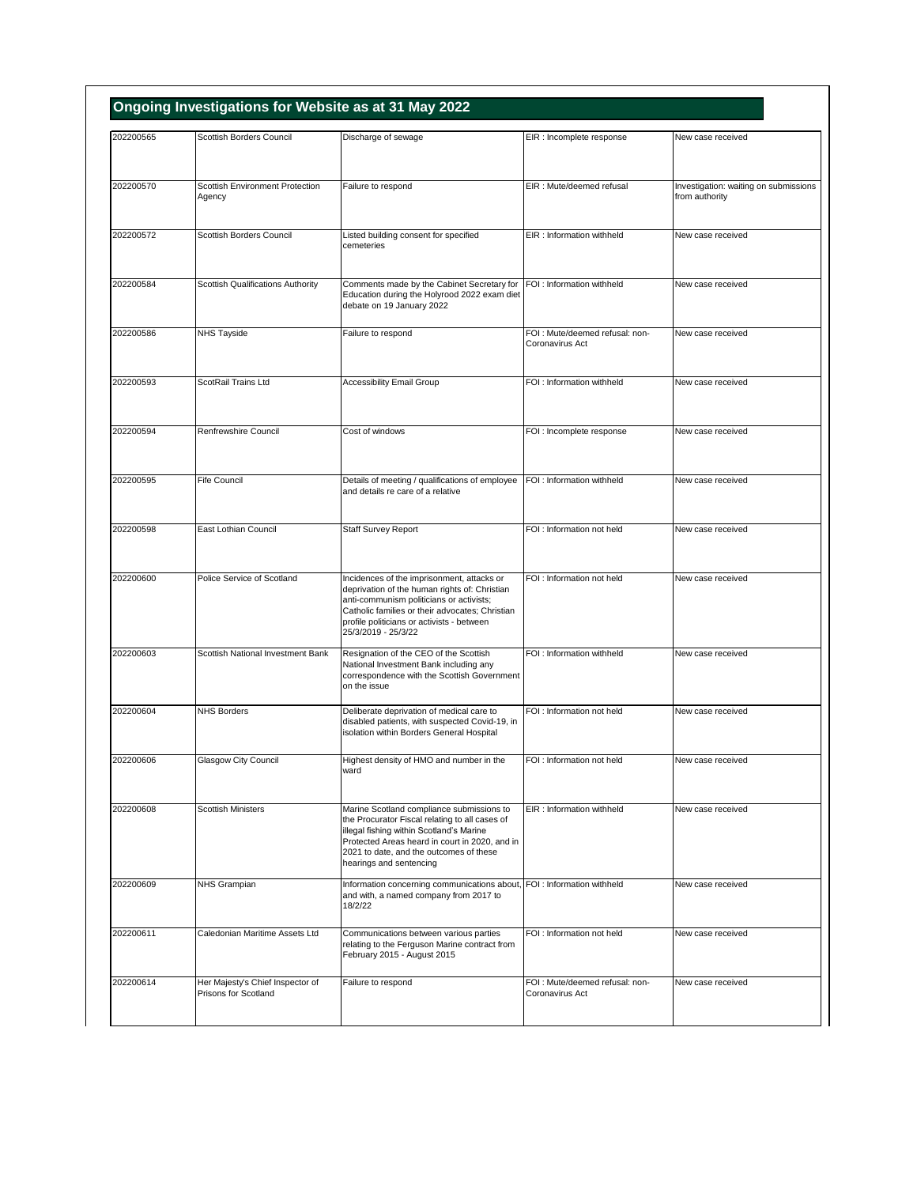## Ongoing Investigations for Website as at 31 May 2022

| | | | | |
|---|---|---|---|---|
| 202200565 | Scottish Borders Council | Discharge of sewage | EIR : Incomplete response | New case received |
| 202200570 | Scottish Environment Protection Agency | Failure to respond | EIR : Mute/deemed refusal | Investigation: waiting on submissions from authority |
| 202200572 | Scottish Borders Council | Listed building consent for specified cemeteries | EIR : Information withheld | New case received |
| 202200584 | Scottish Qualifications Authority | Comments made by the Cabinet Secretary for Education during the Holyrood 2022 exam diet debate on 19 January 2022 | FOI : Information withheld | New case received |
| 202200586 | NHS Tayside | Failure to respond | FOI : Mute/deemed refusal: non-Coronavirus Act | New case received |
| 202200593 | ScotRail Trains Ltd | Accessibility Email Group | FOI : Information withheld | New case received |
| 202200594 | Renfrewshire Council | Cost of windows | FOI : Incomplete response | New case received |
| 202200595 | Fife Council | Details of meeting / qualifications of employee and details re care of a relative | FOI : Information withheld | New case received |
| 202200598 | East Lothian Council | Staff Survey Report | FOI : Information not held | New case received |
| 202200600 | Police Service of Scotland | Incidences of the imprisonment, attacks or deprivation of the human rights of: Christian anti-communism politicians or activists; Catholic families or their advocates; Christian profile politicians or activists - between 25/3/2019 - 25/3/22 | FOI : Information not held | New case received |
| 202200603 | Scottish National Investment Bank | Resignation of the CEO of the Scottish National Investment Bank including any correspondence with the Scottish Government on the issue | FOI : Information withheld | New case received |
| 202200604 | NHS Borders | Deliberate deprivation of medical care to disabled patients, with suspected Covid-19, in isolation within Borders General Hospital | FOI : Information not held | New case received |
| 202200606 | Glasgow City Council | Highest density of HMO and number in the ward | FOI : Information not held | New case received |
| 202200608 | Scottish Ministers | Marine Scotland compliance submissions to the Procurator Fiscal relating to all cases of illegal fishing within Scotland's Marine Protected Areas heard in court in 2020, and in 2021 to date, and the outcomes of these hearings and sentencing | EIR : Information withheld | New case received |
| 202200609 | NHS Grampian | Information concerning communications about, and with, a named company from 2017 to 18/2/22 | FOI : Information withheld | New case received |
| 202200611 | Caledonian Maritime Assets Ltd | Communications between various parties relating to the Ferguson Marine contract from February 2015 - August 2015 | FOI : Information not held | New case received |
| 202200614 | Her Majesty's Chief Inspector of Prisons for Scotland | Failure to respond | FOI : Mute/deemed refusal: non-Coronavirus Act | New case received |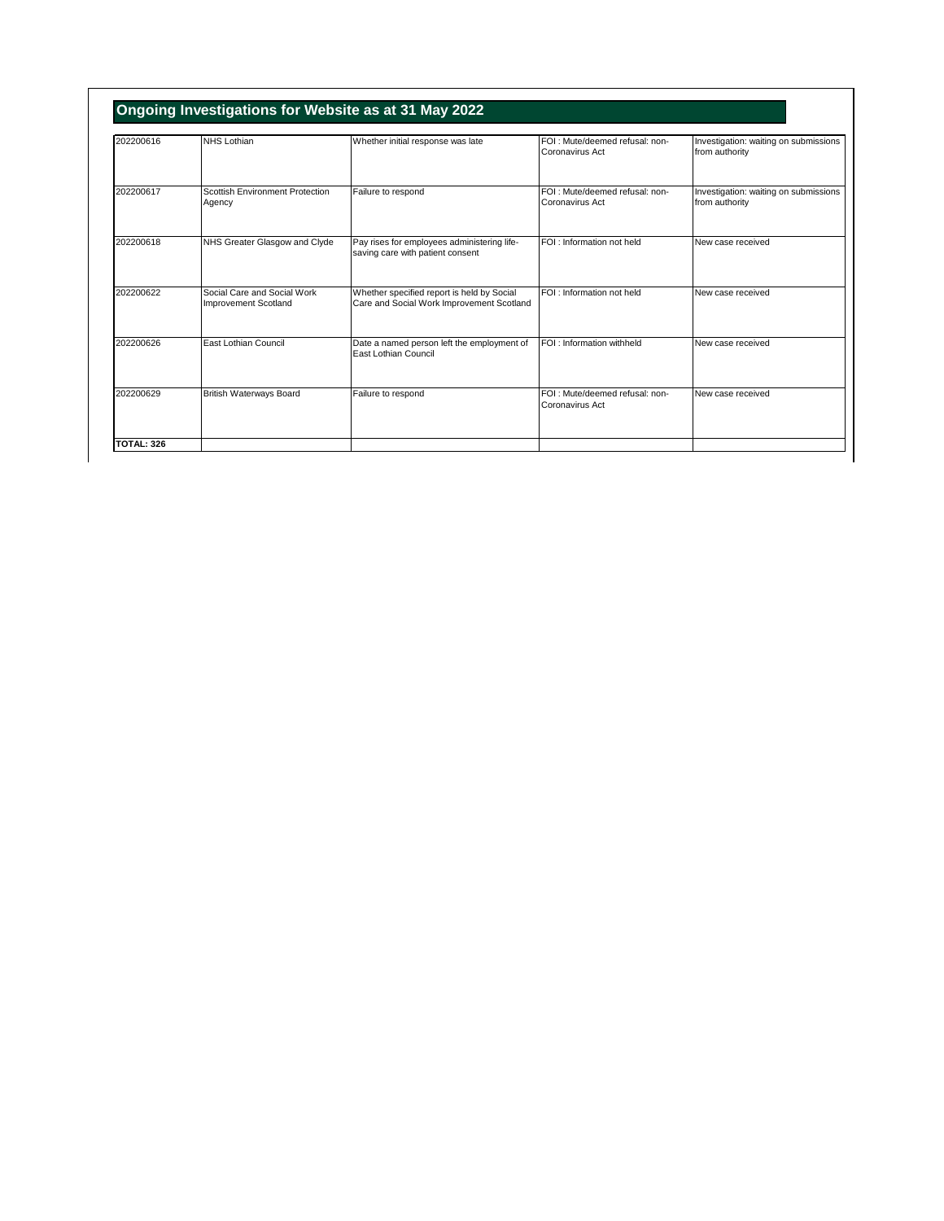## Ongoing Investigations for Website as at 31 May 2022

| | | | | |
|---|---|---|---|---|
| 202200616 | NHS Lothian | Whether initial response was late | FOI : Mute/deemed refusal: non-Coronavirus Act | Investigation: waiting on submissions from authority |
| 202200617 | Scottish Environment Protection Agency | Failure to respond | FOI : Mute/deemed refusal: non-Coronavirus Act | Investigation: waiting on submissions from authority |
| 202200618 | NHS Greater Glasgow and Clyde | Pay rises for employees administering life-saving care with patient consent | FOI : Information not held | New case received |
| 202200622 | Social Care and Social Work Improvement Scotland | Whether specified report is held by Social Care and Social Work Improvement Scotland | FOI : Information not held | New case received |
| 202200626 | East Lothian Council | Date a named person left the employment of East Lothian Council | FOI : Information withheld | New case received |
| 202200629 | British Waterways Board | Failure to respond | FOI : Mute/deemed refusal: non-Coronavirus Act | New case received |
| **TOTAL: 326** | | | | |